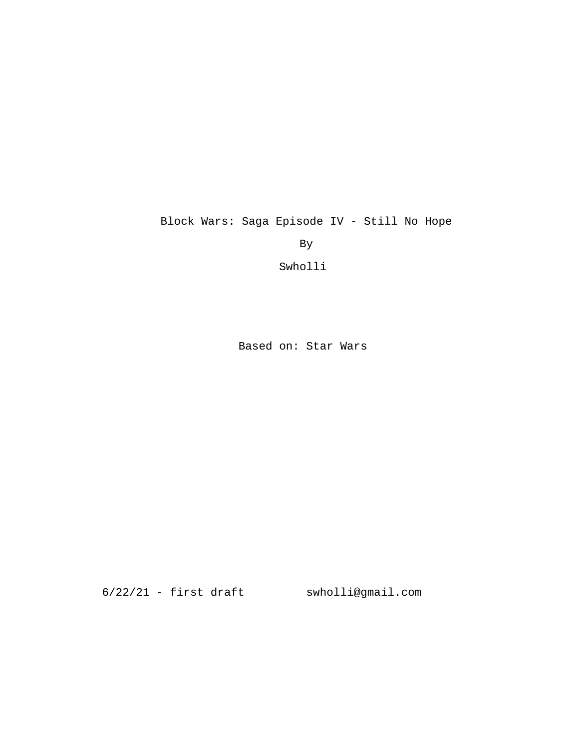# Block Wars: Saga Episode IV - Still No Hope

By

Swholli

Based on: Star Wars

6/22/21 - first draft

swholli@gmail.com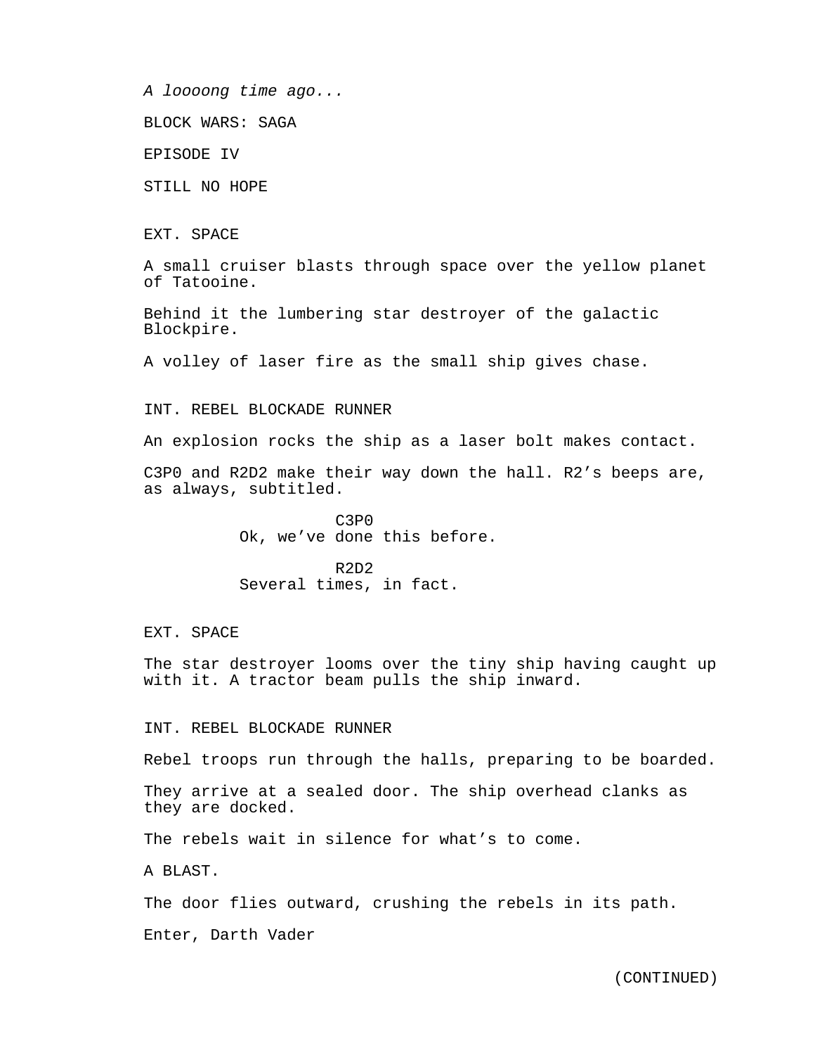*A loooong time ago...*

BLOCK WARS: SAGA

EPISODE IV

STILL NO HOPE

EXT. SPACE

A small cruiser blasts through space over the yellow planet of Tatooine.

Behind it the lumbering star destroyer of the galactic Blockpire.

A volley of laser fire as the small ship gives chase.

INT. REBEL BLOCKADE RUNNER

An explosion rocks the ship as a laser bolt makes contact.

C3P0 and R2D2 make their way down the hall. R2's beeps are, as always, subtitled.

C3P0
Ok, we've done this before.

R2D2
Several times, in fact.

EXT. SPACE

The star destroyer looms over the tiny ship having caught up with it. A tractor beam pulls the ship inward.

INT. REBEL BLOCKADE RUNNER

Rebel troops run through the halls, preparing to be boarded.

They arrive at a sealed door. The ship overhead clanks as they are docked.

The rebels wait in silence for what's to come.

A BLAST.

The door flies outward, crushing the rebels in its path.

Enter, Darth Vader

(CONTINUED)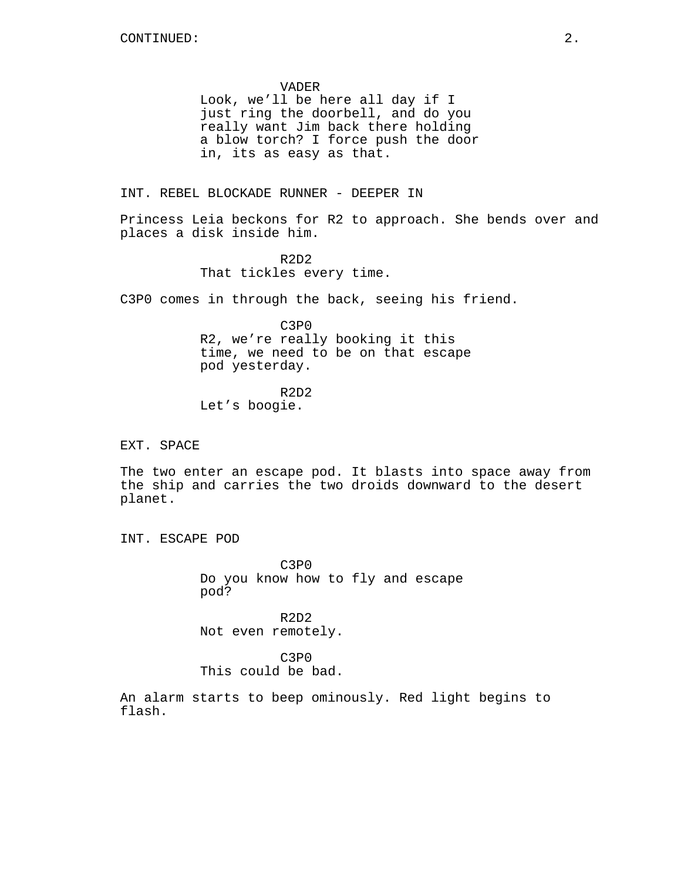VADER
Look, we'll be here all day if I just ring the doorbell, and do you really want Jim back there holding a blow torch? I force push the door in, its as easy as that.

INT. REBEL BLOCKADE RUNNER - DEEPER IN

Princess Leia beckons for R2 to approach. She bends over and places a disk inside him.

R2D2
That tickles every time.

C3P0 comes in through the back, seeing his friend.

C3P0
R2, we're really booking it this time, we need to be on that escape pod yesterday.

R2D2
Let's boogie.

EXT. SPACE

The two enter an escape pod. It blasts into space away from the ship and carries the two droids downward to the desert planet.

INT. ESCAPE POD

C3P0
Do you know how to fly and escape pod?

R2D2
Not even remotely.

C3P0
This could be bad.

An alarm starts to beep ominously. Red light begins to flash.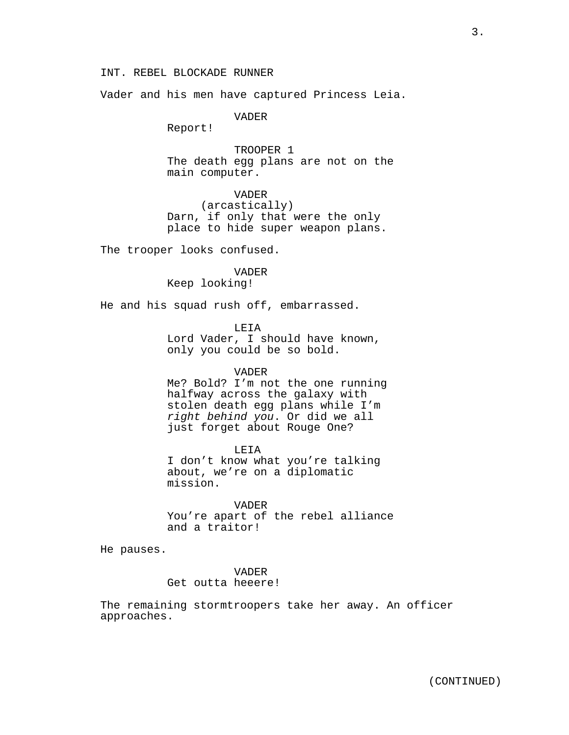INT. REBEL BLOCKADE RUNNER

Vader and his men have captured Princess Leia.

VADER
Report!

TROOPER 1
The death egg plans are not on the main computer.

VADER
(arcastically)
Darn, if only that were the only place to hide super weapon plans.

The trooper looks confused.

VADER
Keep looking!

He and his squad rush off, embarrassed.

LEIA
Lord Vader, I should have known, only you could be so bold.

VADER
Me? Bold? I'm not the one running halfway across the galaxy with stolen death egg plans while I'm *right behind you*. Or did we all just forget about Rouge One?

LEIA
I don't know what you're talking about, we're on a diplomatic mission.

VADER
You're apart of the rebel alliance and a traitor!

He pauses.

VADER
Get outta heeere!

The remaining stormtroopers take her away. An officer approaches.

(CONTINUED)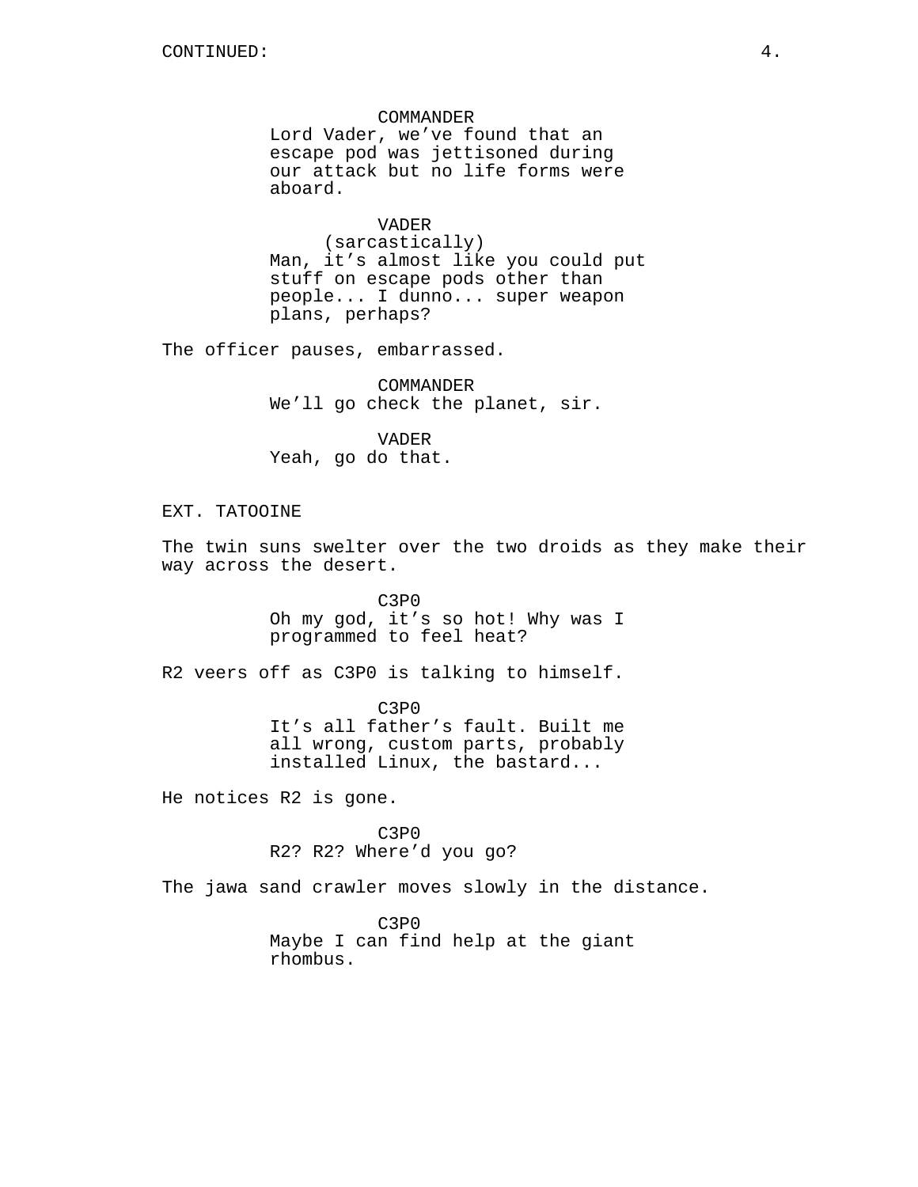CONTINUED:

COMMANDER
Lord Vader, we've found that an escape pod was jettisoned during our attack but no life forms were aboard.

VADER
(sarcastically)
Man, it's almost like you could put stuff on escape pods other than people... I dunno... super weapon plans, perhaps?

The officer pauses, embarrassed.

COMMANDER
We'll go check the planet, sir.

VADER
Yeah, go do that.

EXT. TATOOINE

The twin suns swelter over the two droids as they make their way across the desert.

C3P0
Oh my god, it's so hot! Why was I programmed to feel heat?

R2 veers off as C3P0 is talking to himself.

C3P0
It's all father's fault. Built me all wrong, custom parts, probably installed Linux, the bastard...

He notices R2 is gone.

C3P0
R2? R2? Where'd you go?

The jawa sand crawler moves slowly in the distance.

C3P0
Maybe I can find help at the giant rhombus.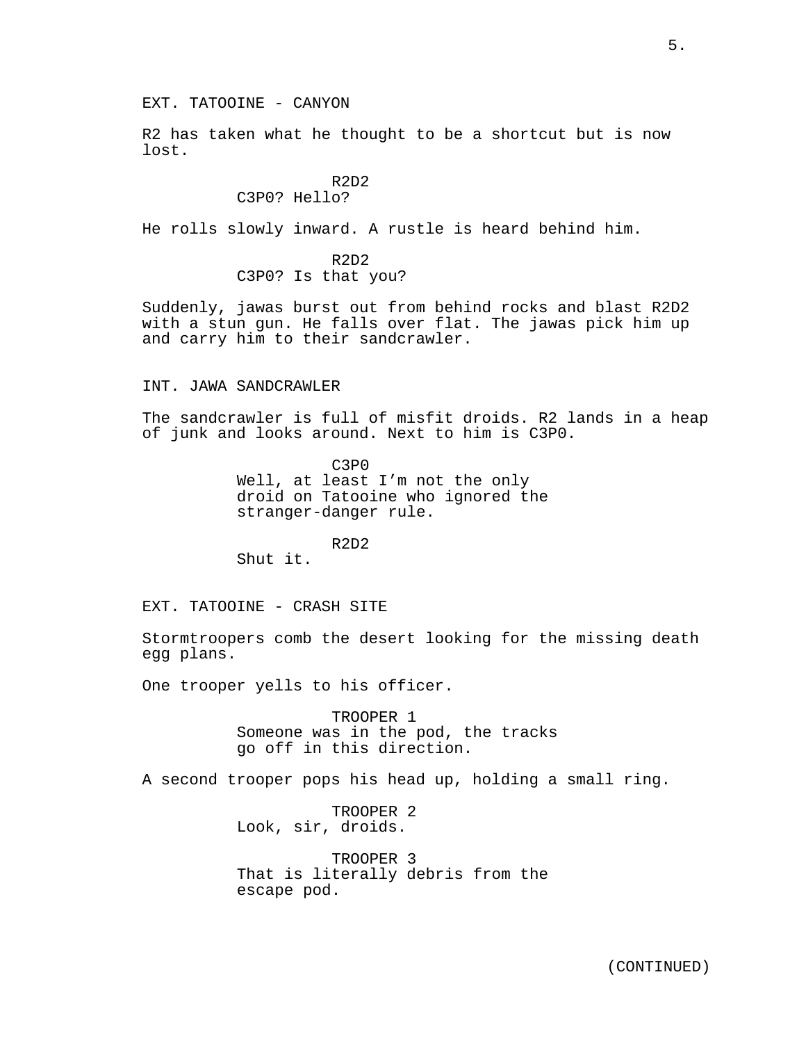EXT. TATOOINE - CANYON

R2 has taken what he thought to be a shortcut but is now lost.

R2D2
C3P0? Hello?

He rolls slowly inward. A rustle is heard behind him.

R2D2
C3P0? Is that you?

Suddenly, jawas burst out from behind rocks and blast R2D2 with a stun gun. He falls over flat. The jawas pick him up and carry him to their sandcrawler.

INT. JAWA SANDCRAWLER

The sandcrawler is full of misfit droids. R2 lands in a heap of junk and looks around. Next to him is C3P0.

C3P0
Well, at least I'm not the only droid on Tatooine who ignored the stranger-danger rule.

R2D2
Shut it.

EXT. TATOOINE - CRASH SITE

Stormtroopers comb the desert looking for the missing death egg plans.

One trooper yells to his officer.

TROOPER 1
Someone was in the pod, the tracks go off in this direction.

A second trooper pops his head up, holding a small ring.

TROOPER 2
Look, sir, droids.

TROOPER 3
That is literally debris from the escape pod.

(CONTINUED)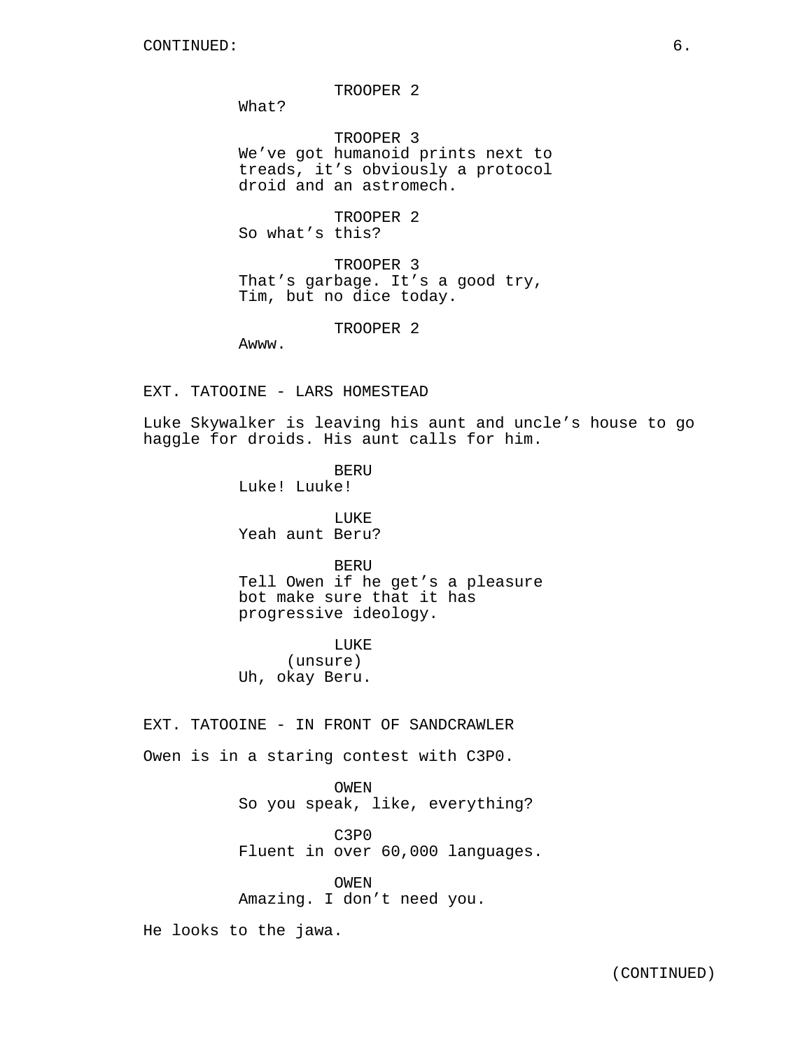CONTINUED:

TROOPER 2
What?

TROOPER 3
We've got humanoid prints next to treads, it's obviously a protocol droid and an astromech.

TROOPER 2
So what's this?

TROOPER 3
That's garbage. It's a good try, Tim, but no dice today.

TROOPER 2
Awww.

EXT. TATOOINE - LARS HOMESTEAD

Luke Skywalker is leaving his aunt and uncle's house to go haggle for droids. His aunt calls for him.

BERU
Luke! Luuke!

LUKE
Yeah aunt Beru?

BERU
Tell Owen if he get's a pleasure bot make sure that it has progressive ideology.

LUKE
(unsure)
Uh, okay Beru.

EXT. TATOOINE - IN FRONT OF SANDCRAWLER

Owen is in a staring contest with C3P0.

OWEN
So you speak, like, everything?

C3P0
Fluent in over 60,000 languages.

OWEN
Amazing. I don't need you.

He looks to the jawa.

(CONTINUED)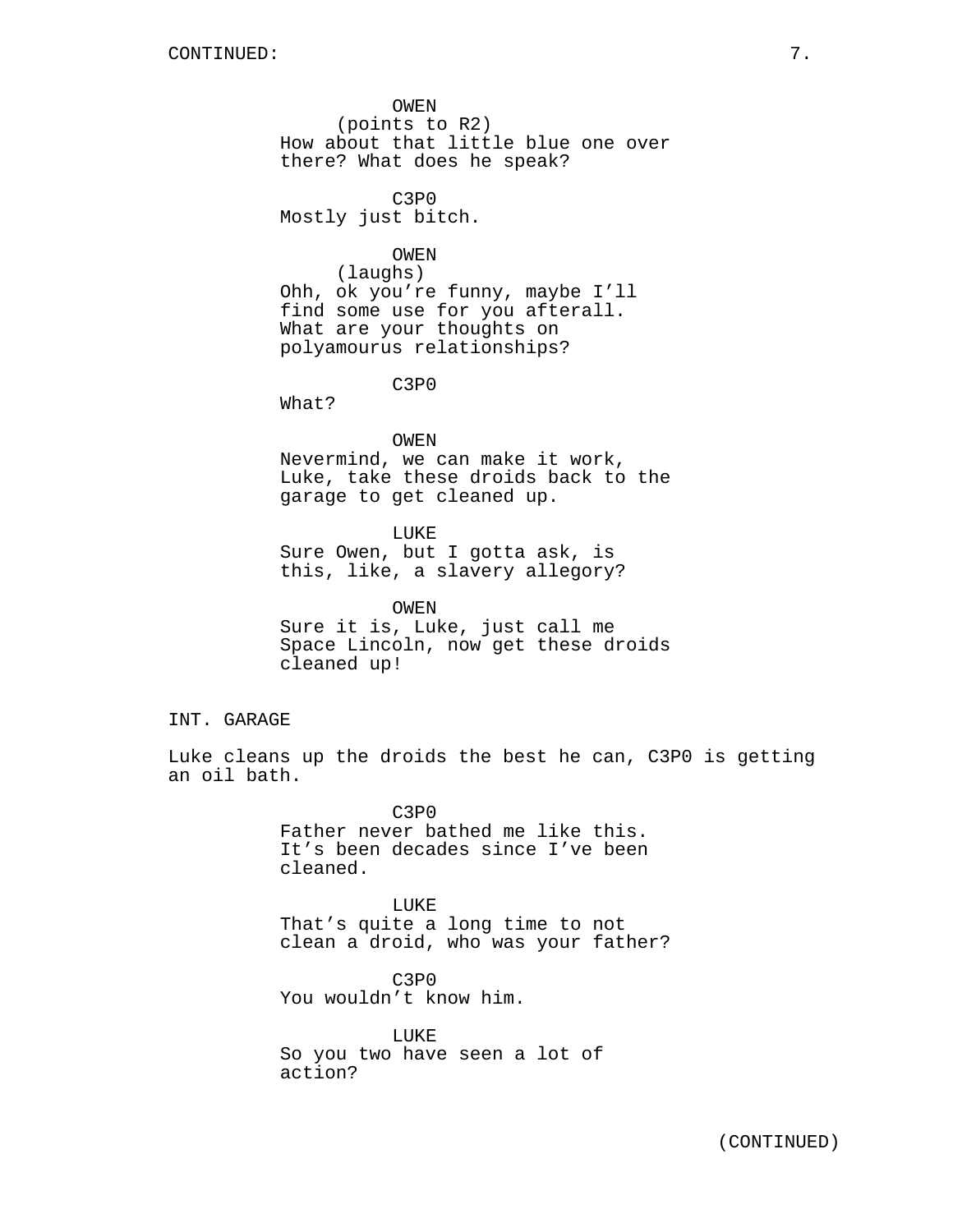CONTINUED:

OWEN
(points to R2)
How about that little blue one over there? What does he speak?

C3P0
Mostly just bitch.

OWEN
(laughs)
Ohh, ok you're funny, maybe I'll find some use for you afterall. What are your thoughts on polyamourus relationships?

C3P0
What?

OWEN
Nevermind, we can make it work, Luke, take these droids back to the garage to get cleaned up.

LUKE
Sure Owen, but I gotta ask, is this, like, a slavery allegory?

OWEN
Sure it is, Luke, just call me Space Lincoln, now get these droids cleaned up!

INT. GARAGE

Luke cleans up the droids the best he can, C3P0 is getting an oil bath.

C3P0
Father never bathed me like this. It's been decades since I've been cleaned.

LUKE
That's quite a long time to not clean a droid, who was your father?

C3P0
You wouldn't know him.

LUKE
So you two have seen a lot of action?

(CONTINUED)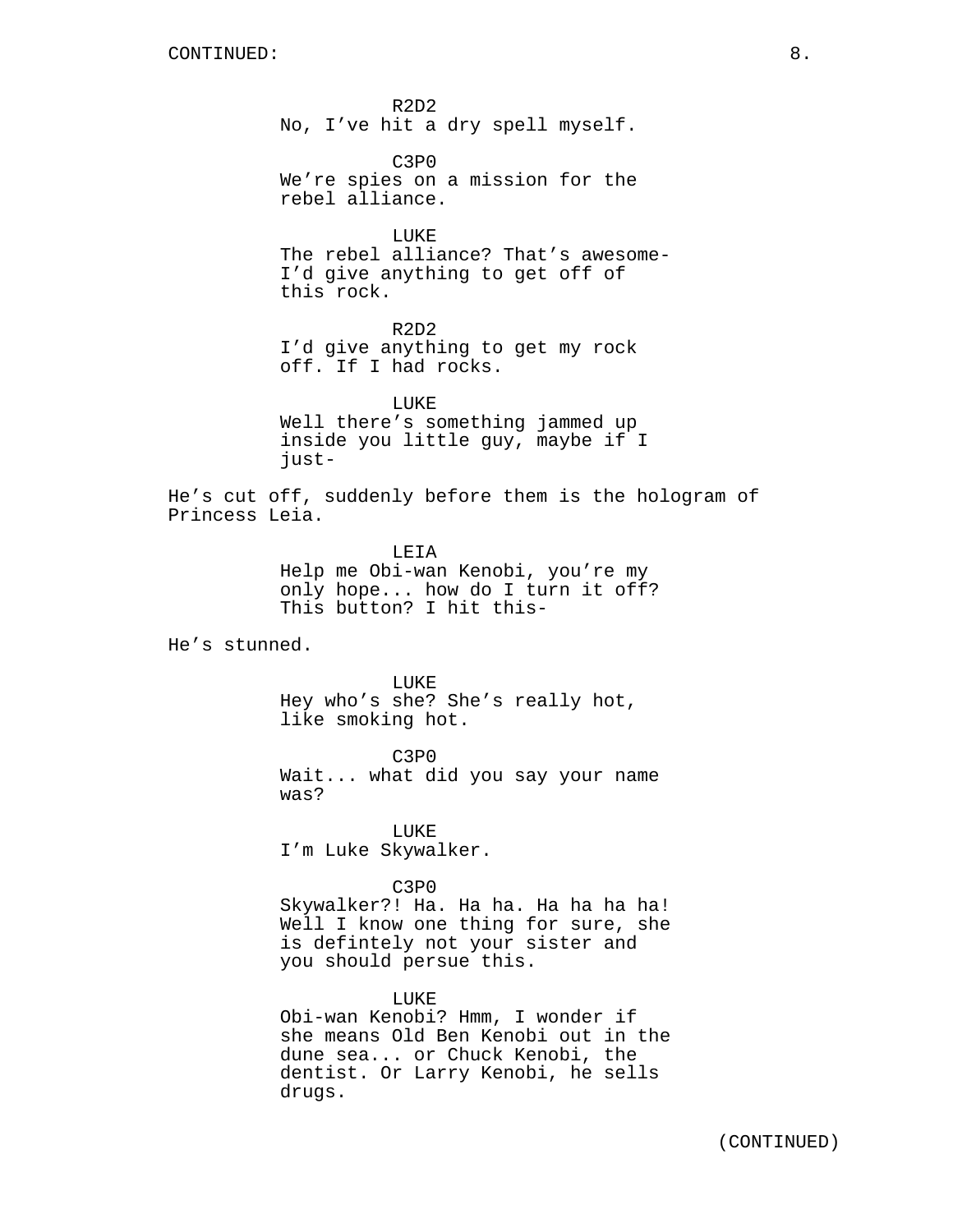R2D2

No, I've hit a dry spell myself.

C3P0

We're spies on a mission for the rebel alliance.

LUKE

The rebel alliance? That's awesome- I'd give anything to get off of this rock.

R2D2

I'd give anything to get my rock off. If I had rocks.

LUKE

Well there's something jammed up inside you little guy, maybe if I just-

He's cut off, suddenly before them is the hologram of Princess Leia.

LEIA

Help me Obi-wan Kenobi, you're my only hope... how do I turn it off? This button? I hit this-

He's stunned.

LUKE

Hey who's she? She's really hot, like smoking hot.

C3P0

Wait... what did you say your name was?

LUKE

I'm Luke Skywalker.

C3P0

Skywalker?! Ha. Ha ha. Ha ha ha ha! Well I know one thing for sure, she is defintely not your sister and you should persue this.

LUKE

Obi-wan Kenobi? Hmm, I wonder if she means Old Ben Kenobi out in the dune sea... or Chuck Kenobi, the dentist. Or Larry Kenobi, he sells drugs.

(CONTINUED)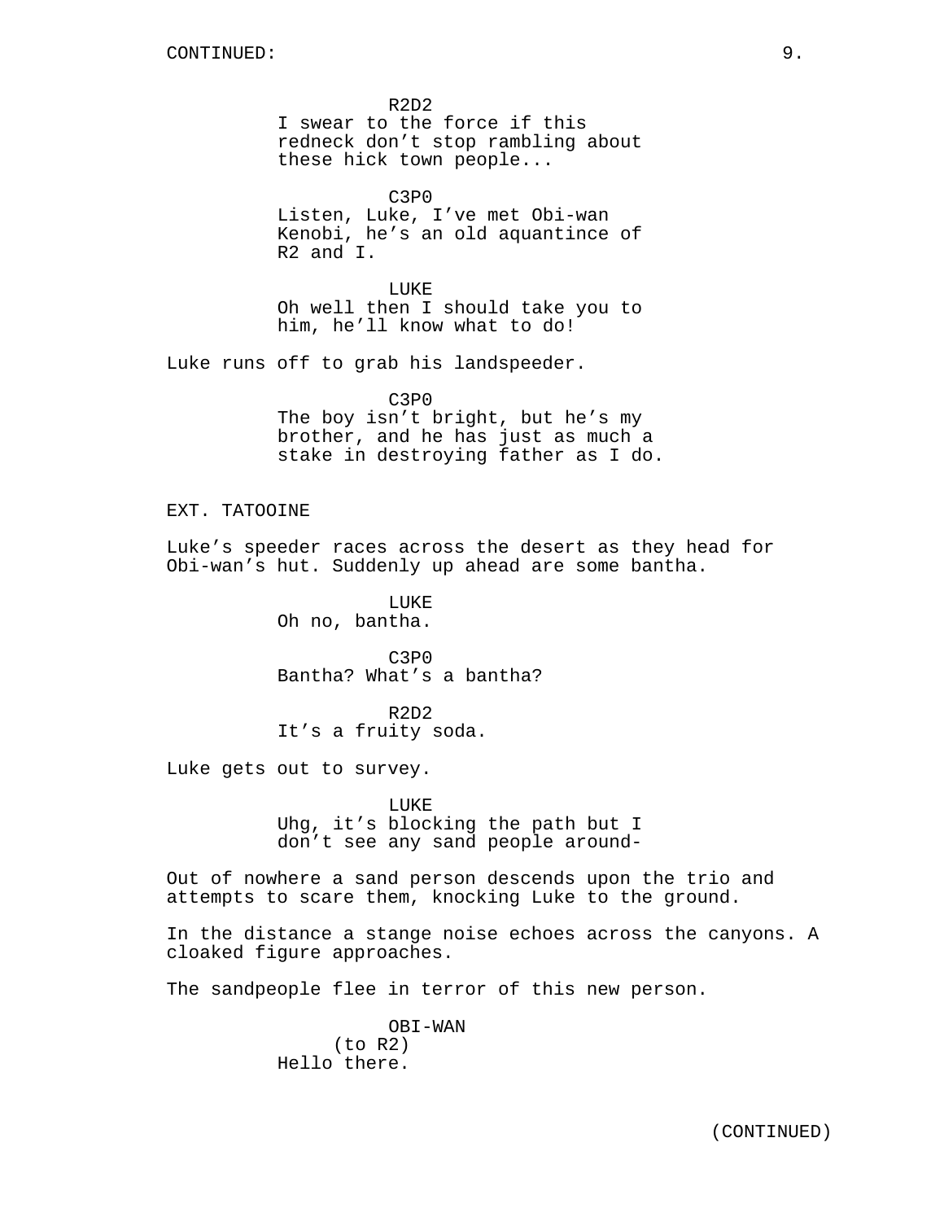CONTINUED:

R2D2
I swear to the force if this redneck don't stop rambling about these hick town people...

C3P0
Listen, Luke, I've met Obi-wan Kenobi, he's an old aquantince of R2 and I.

LUKE
Oh well then I should take you to him, he'll know what to do!

Luke runs off to grab his landspeeder.

C3P0
The boy isn't bright, but he's my brother, and he has just as much a stake in destroying father as I do.

EXT. TATOOINE

Luke's speeder races across the desert as they head for Obi-wan's hut. Suddenly up ahead are some bantha.

LUKE
Oh no, bantha.

C3P0
Bantha? What's a bantha?

R2D2
It's a fruity soda.

Luke gets out to survey.

LUKE
Uhg, it's blocking the path but I don't see any sand people around-

Out of nowhere a sand person descends upon the trio and attempts to scare them, knocking Luke to the ground.

In the distance a stange noise echoes across the canyons. A cloaked figure approaches.

The sandpeople flee in terror of this new person.

OBI-WAN
(to R2)
Hello there.

(CONTINUED)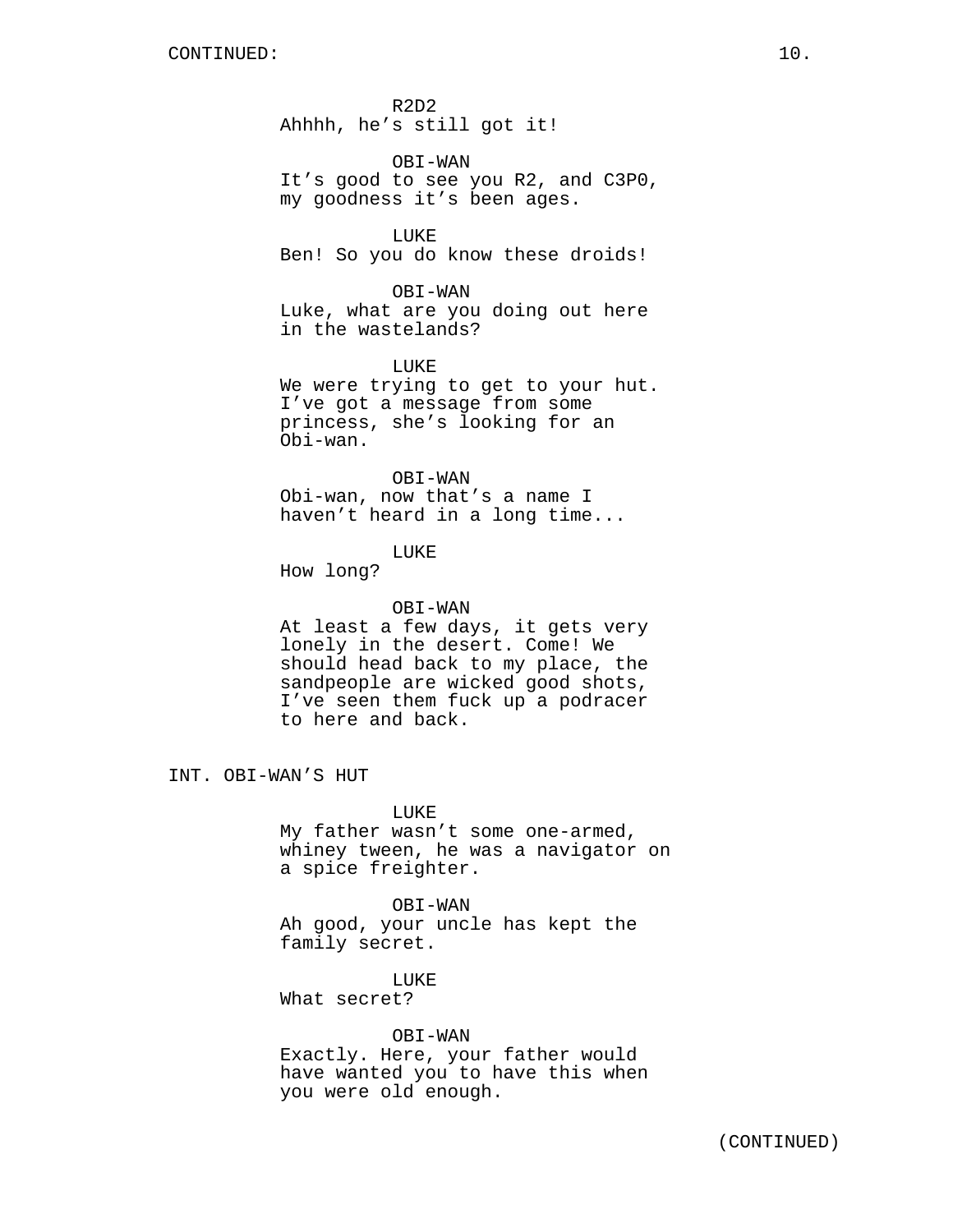CONTINUED:

R2D2
Ahhhh, he's still got it!

OBI-WAN
It's good to see you R2, and C3P0, my goodness it's been ages.

LUKE
Ben! So you do know these droids!

OBI-WAN
Luke, what are you doing out here in the wastelands?

LUKE
We were trying to get to your hut. I've got a message from some princess, she's looking for an Obi-wan.

OBI-WAN
Obi-wan, now that's a name I haven't heard in a long time...

LUKE
How long?

OBI-WAN
At least a few days, it gets very lonely in the desert. Come! We should head back to my place, the sandpeople are wicked good shots, I've seen them fuck up a podracer to here and back.

INT. OBI-WAN'S HUT

LUKE
My father wasn't some one-armed, whiney tween, he was a navigator on a spice freighter.

OBI-WAN
Ah good, your uncle has kept the family secret.

LUKE
What secret?

OBI-WAN
Exactly. Here, your father would have wanted you to have this when you were old enough.

(CONTINUED)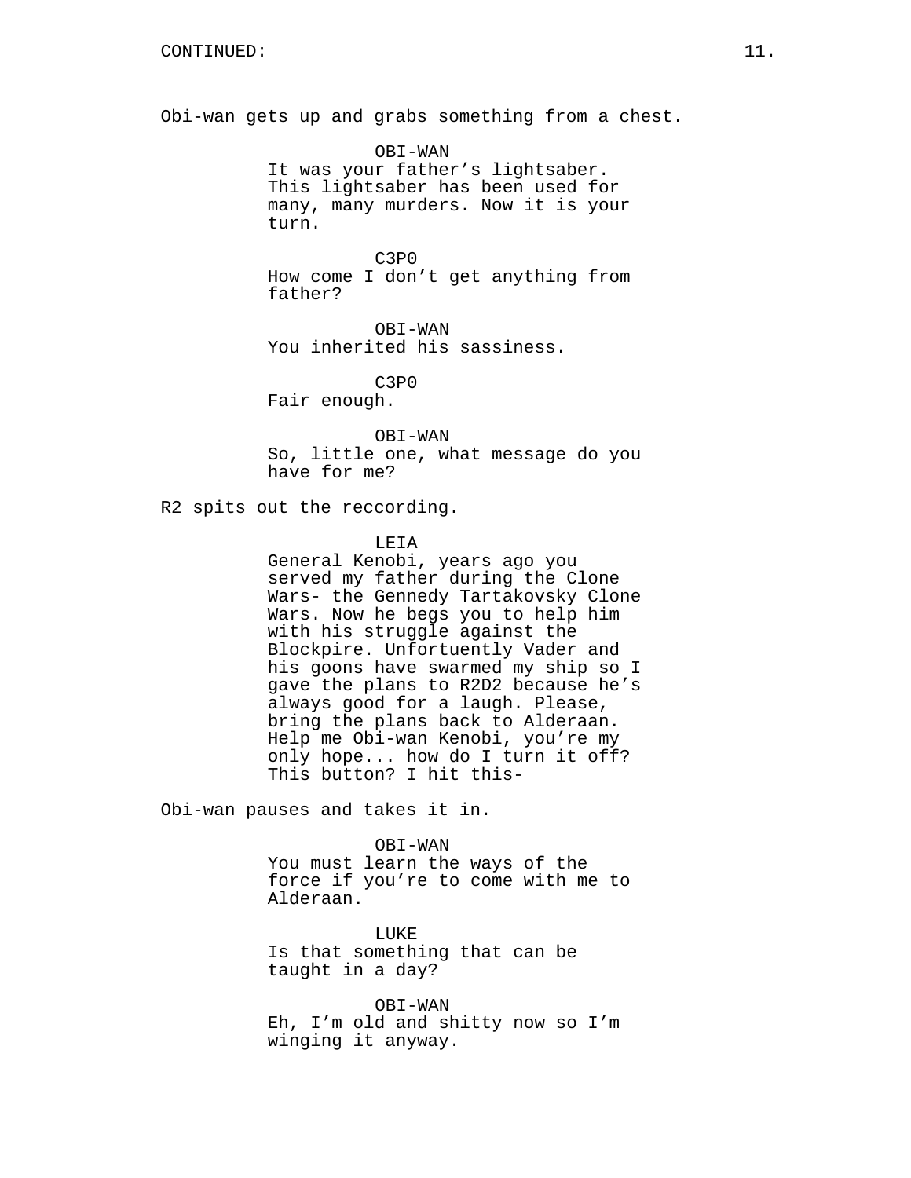CONTINUED:

Obi-wan gets up and grabs something from a chest.

OBI-WAN
It was your father’s lightsaber. This lightsaber has been used for many, many murders. Now it is your turn.

C3P0
How come I don’t get anything from father?

OBI-WAN
You inherited his sassiness.

C3P0
Fair enough.

OBI-WAN
So, little one, what message do you have for me?

R2 spits out the reccording.

LEIA
General Kenobi, years ago you served my father during the Clone Wars- the Gennedy Tartakovsky Clone Wars. Now he begs you to help him with his struggle against the Blockpire. Unfortuently Vader and his goons have swarmed my ship so I gave the plans to R2D2 because he’s always good for a laugh. Please, bring the plans back to Alderaan. Help me Obi-wan Kenobi, you’re my only hope... how do I turn it off? This button? I hit this-

Obi-wan pauses and takes it in.

OBI-WAN
You must learn the ways of the force if you’re to come with me to Alderaan.

LUKE
Is that something that can be taught in a day?

OBI-WAN
Eh, I’m old and shitty now so I’m winging it anyway.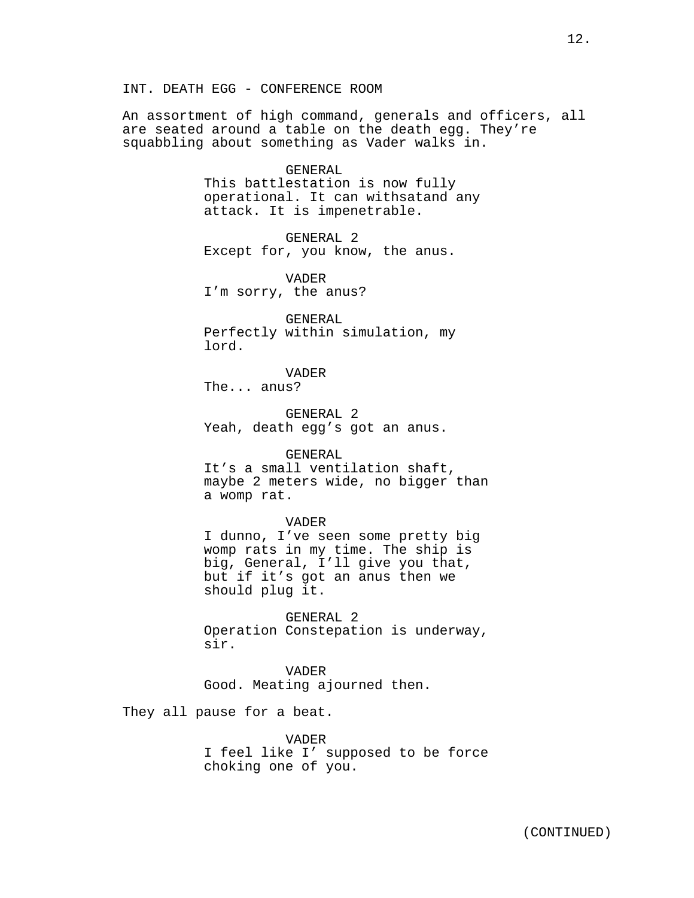INT. DEATH EGG - CONFERENCE ROOM

An assortment of high command, generals and officers, all are seated around a table on the death egg. They're squabbling about something as Vader walks in.

GENERAL
This battlestation is now fully operational. It can withsatand any attack. It is impenetrable.

GENERAL 2
Except for, you know, the anus.

VADER
I'm sorry, the anus?

GENERAL
Perfectly within simulation, my lord.

VADER
The... anus?

GENERAL 2
Yeah, death egg's got an anus.

GENERAL
It's a small ventilation shaft, maybe 2 meters wide, no bigger than a womp rat.

VADER
I dunno, I've seen some pretty big womp rats in my time. The ship is big, General, I'll give you that, but if it's got an anus then we should plug it.

GENERAL 2
Operation Constepation is underway, sir.

VADER
Good. Meating ajourned then.

They all pause for a beat.

VADER
I feel like I' supposed to be force choking one of you.

(CONTINUED)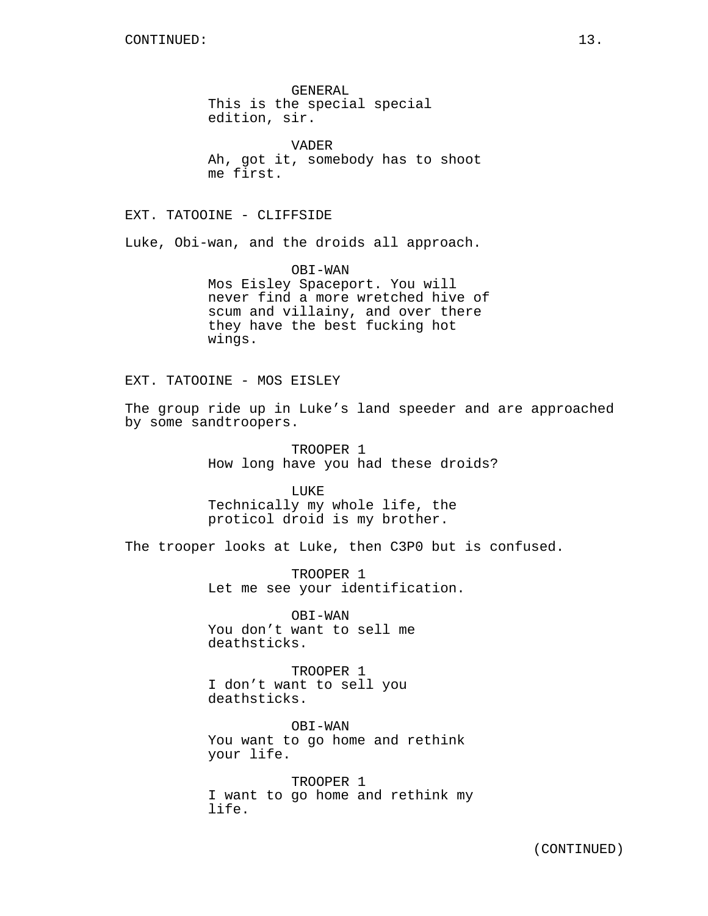GENERAL
This is the special special edition, sir.

VADER
Ah, got it, somebody has to shoot me first.

EXT. TATOOINE - CLIFFSIDE

Luke, Obi-wan, and the droids all approach.

OBI-WAN
Mos Eisley Spaceport. You will never find a more wretched hive of scum and villainy, and over there they have the best fucking hot wings.

EXT. TATOOINE - MOS EISLEY

The group ride up in Luke's land speeder and are approached by some sandtroopers.

TROOPER 1
How long have you had these droids?

LUKE
Technically my whole life, the proticol droid is my brother.

The trooper looks at Luke, then C3P0 but is confused.

TROOPER 1
Let me see your identification.

OBI-WAN
You don't want to sell me deathsticks.

TROOPER 1
I don't want to sell you deathsticks.

OBI-WAN
You want to go home and rethink your life.

TROOPER 1
I want to go home and rethink my life.

(CONTINUED)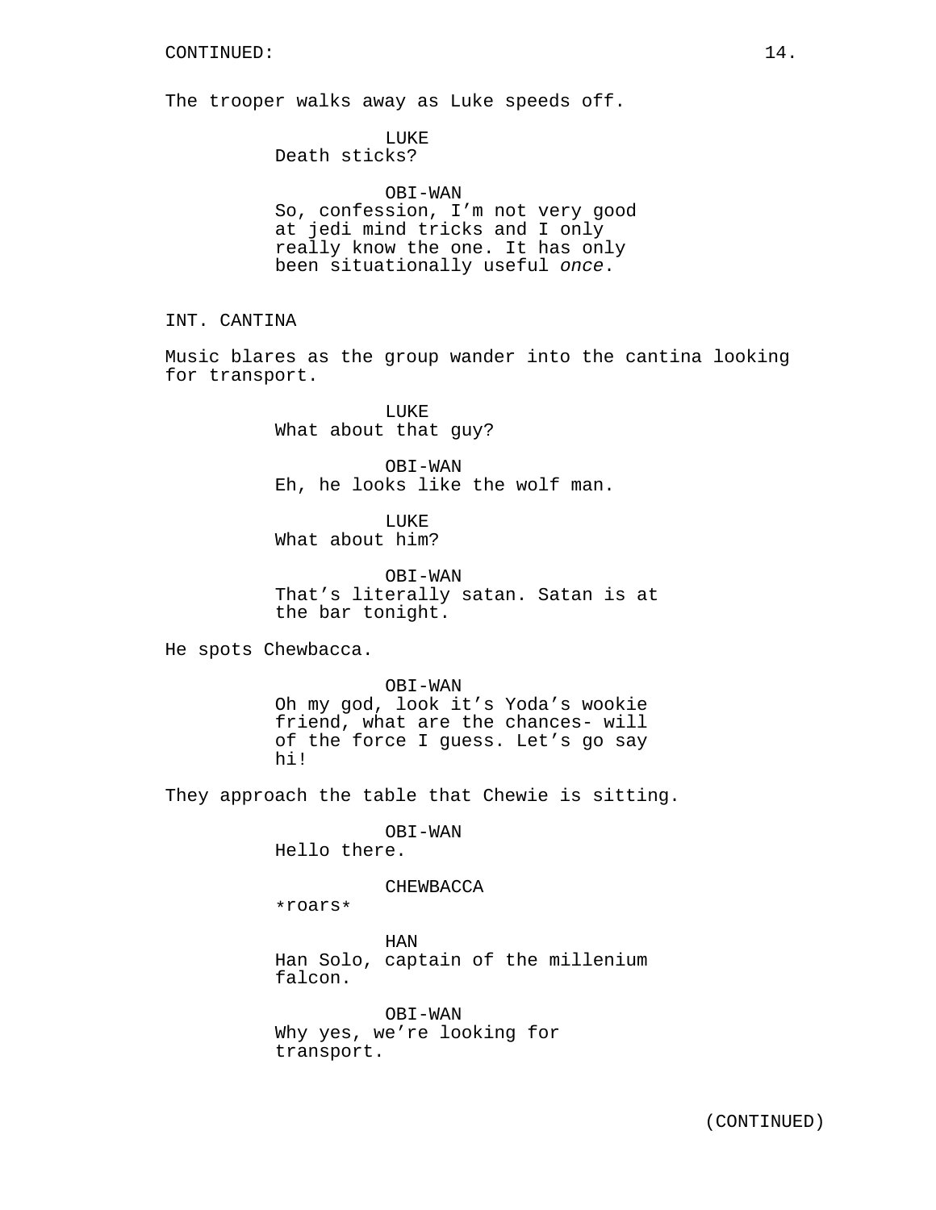The trooper walks away as Luke speeds off.

LUKE
Death sticks?

OBI-WAN
So, confession, I’m not very good at jedi mind tricks and I only really know the one. It has only been situationally useful *once*.

INT. CANTINA

Music blares as the group wander into the cantina looking for transport.

LUKE
What about that guy?

OBI-WAN
Eh, he looks like the wolf man.

LUKE
What about him?

OBI-WAN
That’s literally satan. Satan is at the bar tonight.

He spots Chewbacca.

OBI-WAN
Oh my god, look it’s Yoda’s wookie friend, what are the chances- will of the force I guess. Let’s go say hi!

They approach the table that Chewie is sitting.

OBI-WAN
Hello there.

CHEWBACCA
*roars*

HAN
Han Solo, captain of the millenium falcon.

OBI-WAN
Why yes, we’re looking for transport.

(CONTINUED)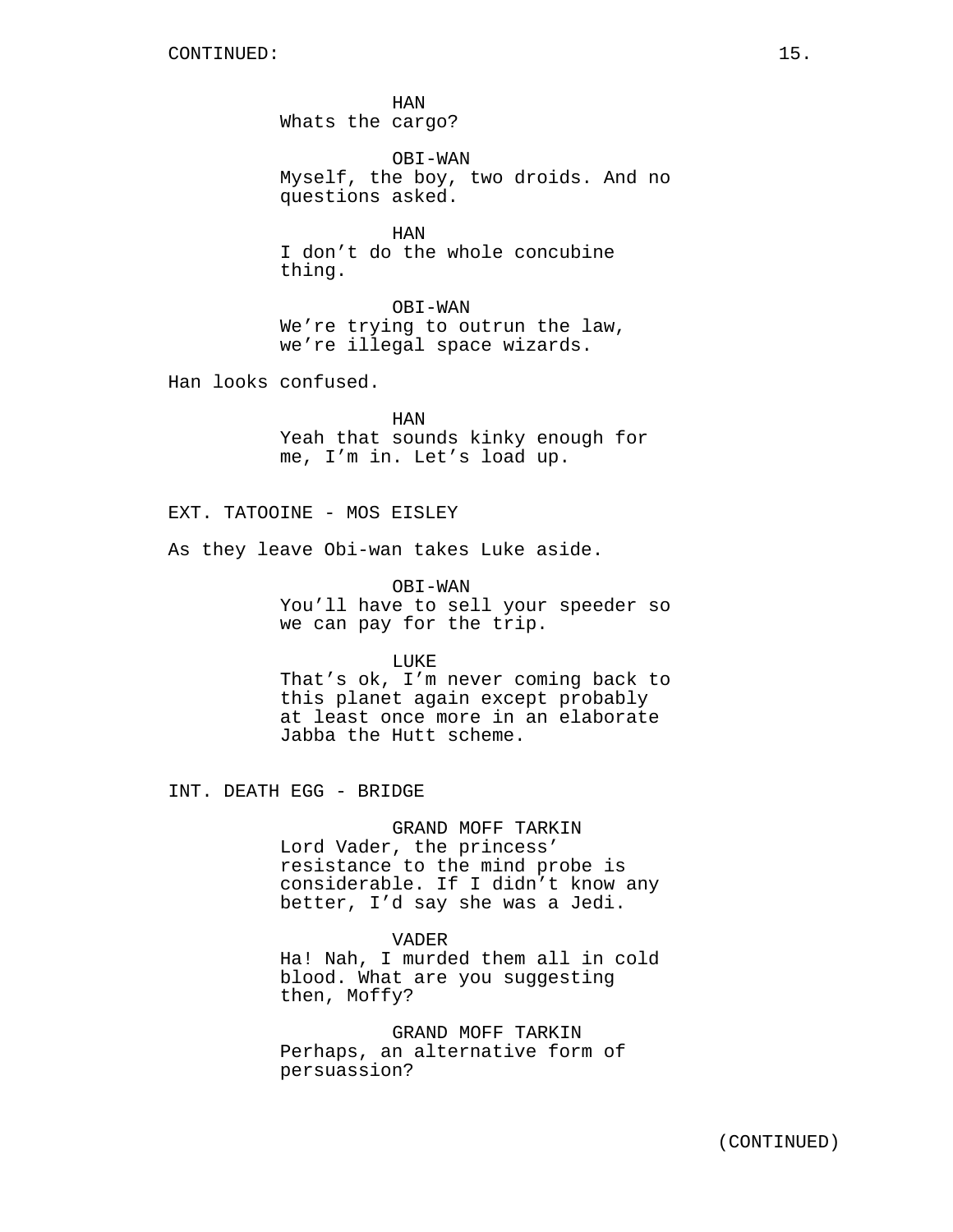HAN
Whats the cargo?

OBI-WAN
Myself, the boy, two droids. And no questions asked.

HAN
I don’t do the whole concubine thing.

OBI-WAN
We’re trying to outrun the law, we’re illegal space wizards.

Han looks confused.

HAN
Yeah that sounds kinky enough for me, I’m in. Let’s load up.

EXT. TATOOINE - MOS EISLEY

As they leave Obi-wan takes Luke aside.

OBI-WAN
You’ll have to sell your speeder so we can pay for the trip.

LUKE
That’s ok, I’m never coming back to this planet again except probably at least once more in an elaborate Jabba the Hutt scheme.

INT. DEATH EGG - BRIDGE

GRAND MOFF TARKIN
Lord Vader, the princess’ resistance to the mind probe is considerable. If I didn’t know any better, I’d say she was a Jedi.

VADER
Ha! Nah, I murded them all in cold blood. What are you suggesting then, Moffy?

GRAND MOFF TARKIN
Perhaps, an alternative form of persuassion?

(CONTINUED)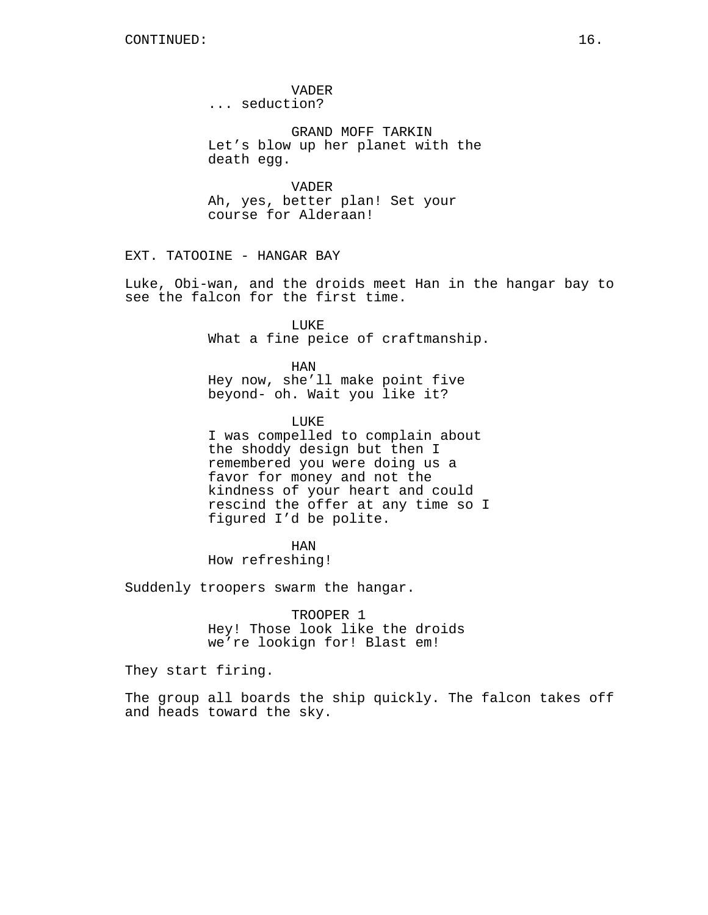VADER
... seduction?

GRAND MOFF TARKIN
Let’s blow up her planet with the death egg.

VADER
Ah, yes, better plan! Set your course for Alderaan!

EXT. TATOOINE - HANGAR BAY

Luke, Obi-wan, and the droids meet Han in the hangar bay to see the falcon for the first time.

LUKE
What a fine peice of craftmanship.

HAN
Hey now, she’ll make point five beyond- oh. Wait you like it?

LUKE
I was compelled to complain about the shoddy design but then I remembered you were doing us a favor for money and not the kindness of your heart and could rescind the offer at any time so I figured I’d be polite.

HAN
How refreshing!

Suddenly troopers swarm the hangar.

TROOPER 1
Hey! Those look like the droids we’re lookign for! Blast em!

They start firing.

The group all boards the ship quickly. The falcon takes off and heads toward the sky.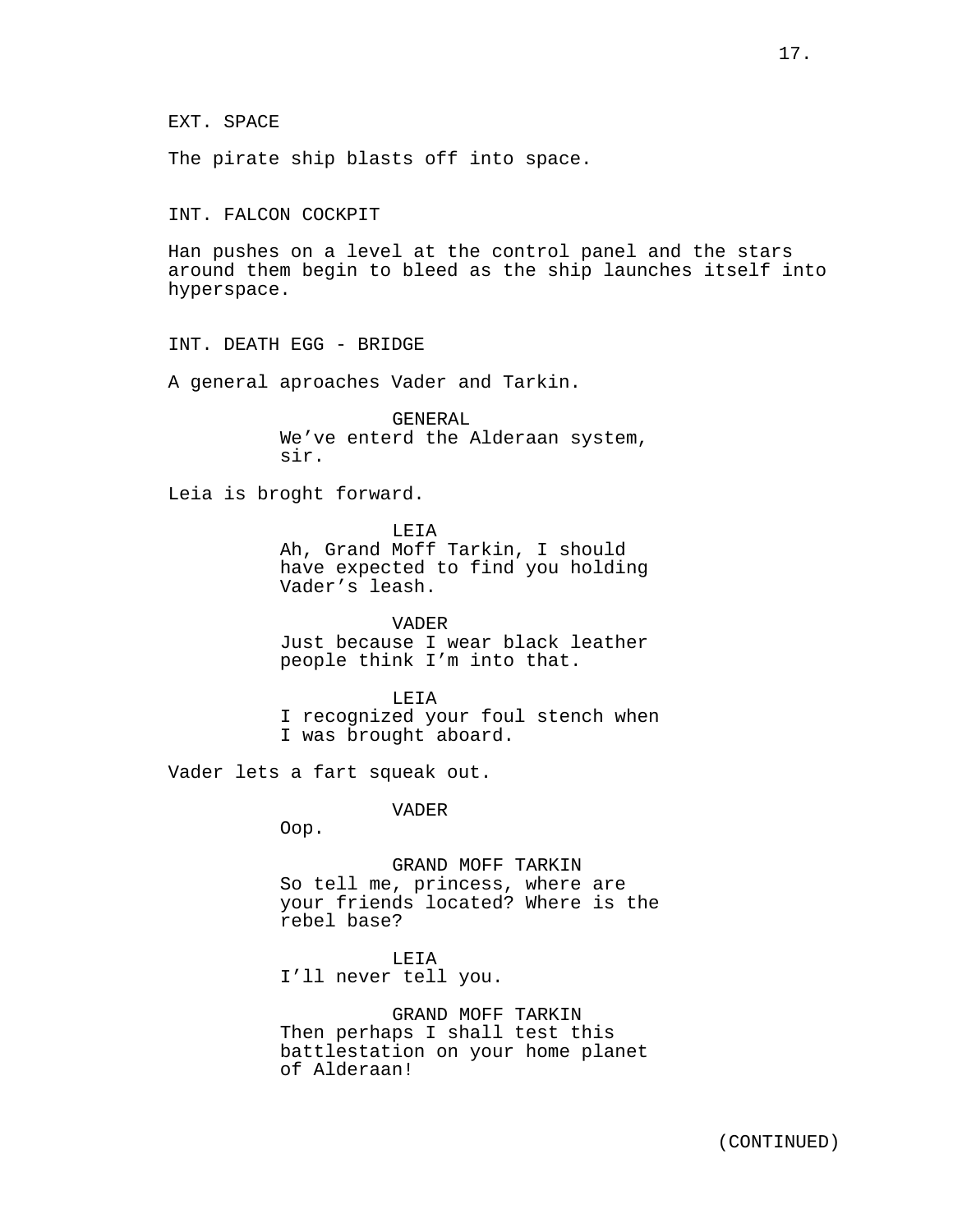EXT. SPACE

The pirate ship blasts off into space.

INT. FALCON COCKPIT

Han pushes on a level at the control panel and the stars around them begin to bleed as the ship launches itself into hyperspace.

INT. DEATH EGG - BRIDGE

A general aproaches Vader and Tarkin.

GENERAL
We’ve enterd the Alderaan system, sir.

Leia is broght forward.

LEIA
Ah, Grand Moff Tarkin, I should have expected to find you holding Vader’s leash.

VADER
Just because I wear black leather people think I’m into that.

LEIA
I recognized your foul stench when I was brought aboard.

Vader lets a fart squeak out.

VADER
Oop.

GRAND MOFF TARKIN
So tell me, princess, where are your friends located? Where is the rebel base?

LEIA
I’ll never tell you.

GRAND MOFF TARKIN
Then perhaps I shall test this battlestation on your home planet of Alderaan!

(CONTINUED)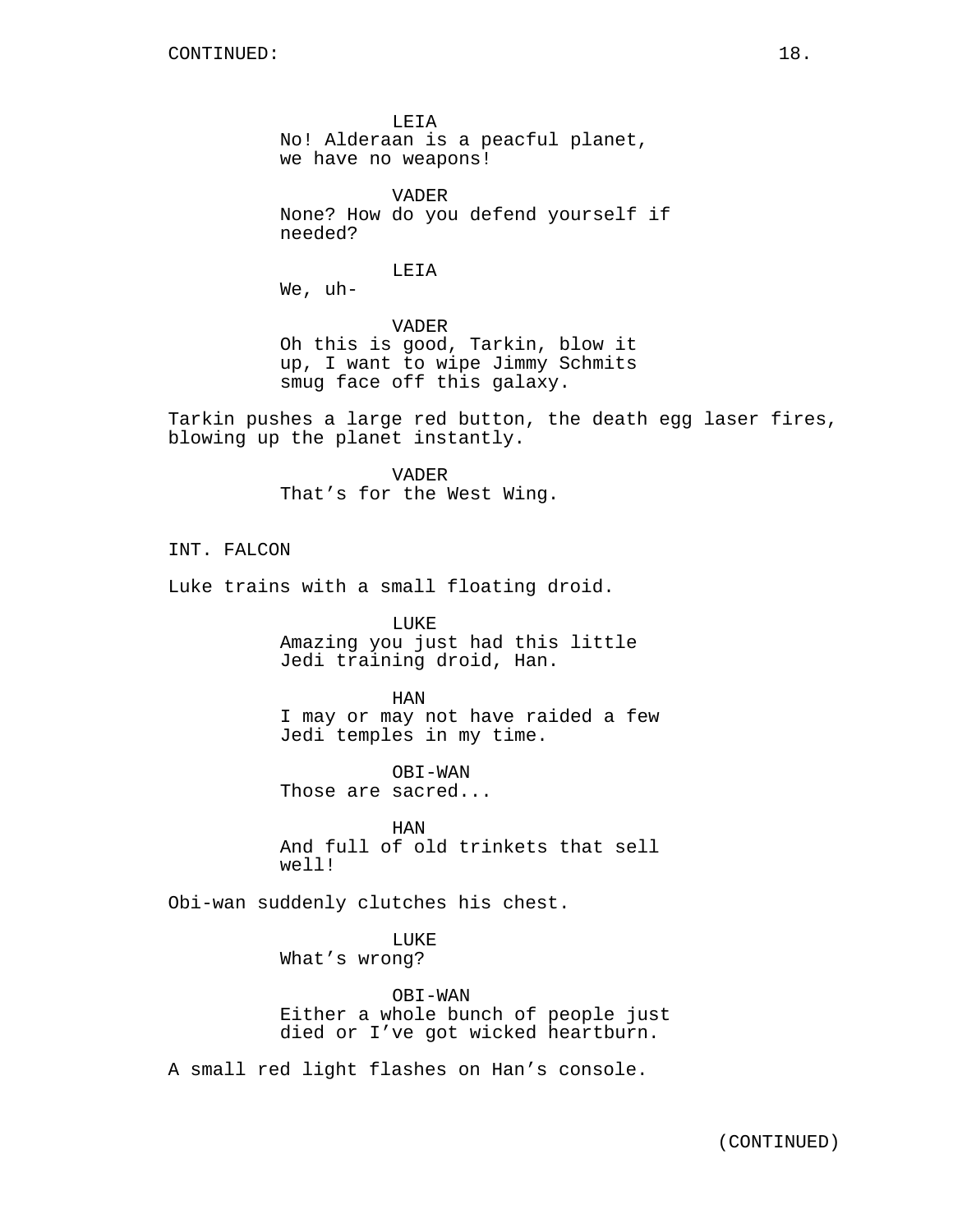CONTINUED:

LEIA
No! Alderaan is a peacful planet, we have no weapons!

VADER
None? How do you defend yourself if needed?

LEIA
We, uh-

VADER
Oh this is good, Tarkin, blow it up, I want to wipe Jimmy Schmits smug face off this galaxy.

Tarkin pushes a large red button, the death egg laser fires, blowing up the planet instantly.

VADER
That’s for the West Wing.

INT. FALCON

Luke trains with a small floating droid.

LUKE
Amazing you just had this little Jedi training droid, Han.

HAN
I may or may not have raided a few Jedi temples in my time.

OBI-WAN
Those are sacred...

HAN
And full of old trinkets that sell well!

Obi-wan suddenly clutches his chest.

LUKE
What’s wrong?

OBI-WAN
Either a whole bunch of people just died or I’ve got wicked heartburn.

A small red light flashes on Han’s console.

(CONTINUED)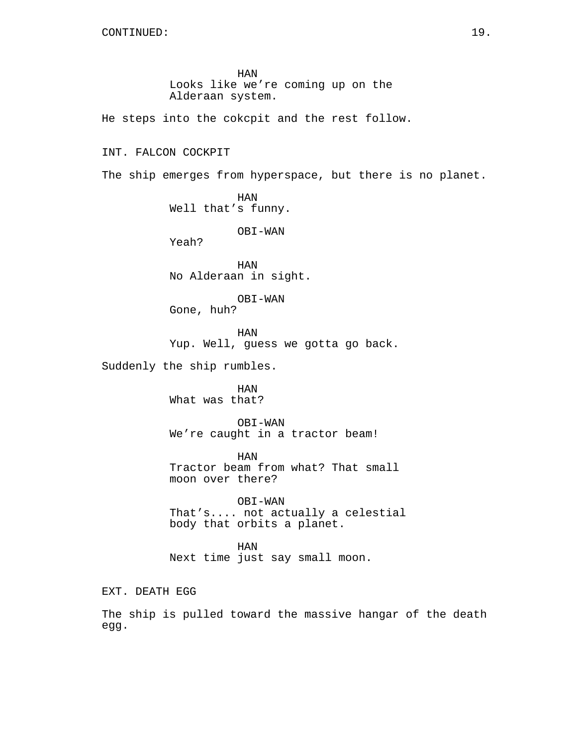CONTINUED:

HAN
Looks like we’re coming up on the Alderaan system.

He steps into the cokcpit and the rest follow.

INT. FALCON COCKPIT

The ship emerges from hyperspace, but there is no planet.

HAN
Well that’s funny.

OBI-WAN
Yeah?

HAN
No Alderaan in sight.

OBI-WAN
Gone, huh?

HAN
Yup. Well, guess we gotta go back.

Suddenly the ship rumbles.

HAN
What was that?

OBI-WAN
We’re caught in a tractor beam!

HAN
Tractor beam from what? That small moon over there?

OBI-WAN
That’s.... not actually a celestial body that orbits a planet.

HAN
Next time just say small moon.

EXT. DEATH EGG

The ship is pulled toward the massive hangar of the death egg.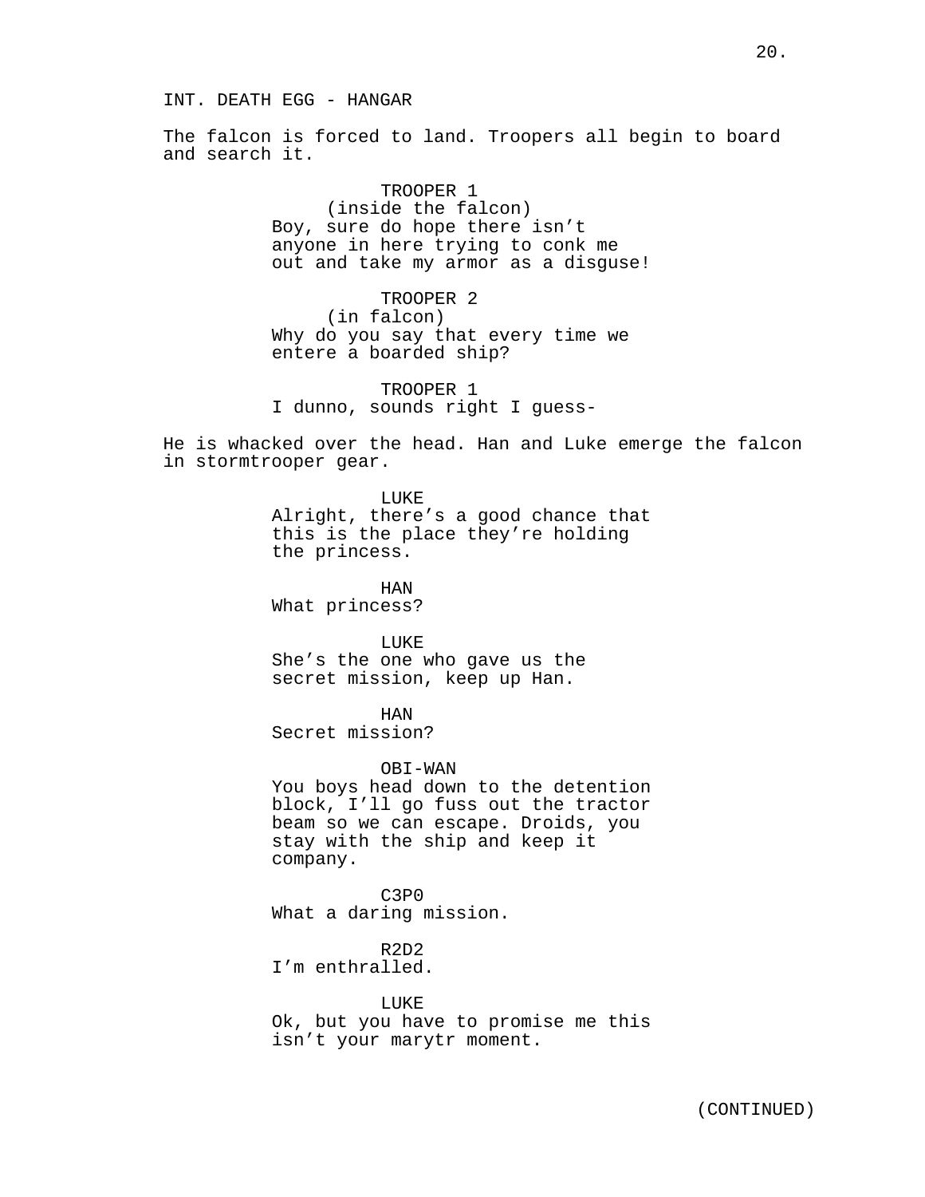INT. DEATH EGG - HANGAR

The falcon is forced to land. Troopers all begin to board and search it.

TROOPER 1
(inside the falcon)
Boy, sure do hope there isn't anyone in here trying to conk me out and take my armor as a disguse!

TROOPER 2
(in falcon)
Why do you say that every time we entere a boarded ship?

TROOPER 1
I dunno, sounds right I guess-

He is whacked over the head. Han and Luke emerge the falcon in stormtrooper gear.

LUKE
Alright, there's a good chance that this is the place they're holding the princess.

HAN
What princess?

LUKE
She's the one who gave us the secret mission, keep up Han.

HAN
Secret mission?

OBI-WAN
You boys head down to the detention block, I'll go fuss out the tractor beam so we can escape. Droids, you stay with the ship and keep it company.

C3P0
What a daring mission.

R2D2
I'm enthralled.

LUKE
Ok, but you have to promise me this isn't your marytr moment.

(CONTINUED)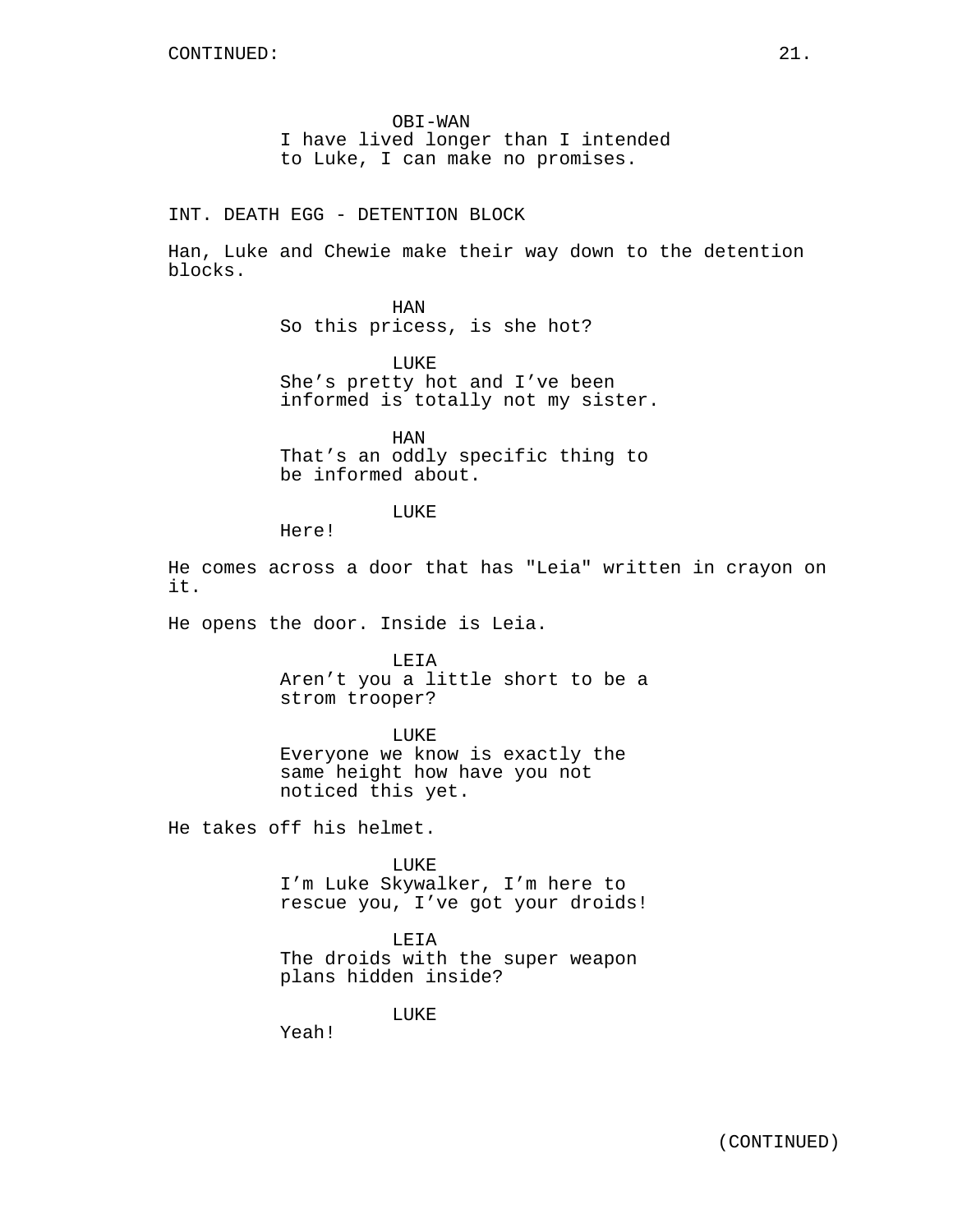CONTINUED:

OBI-WAN
I have lived longer than I intended to Luke, I can make no promises.

INT. DEATH EGG - DETENTION BLOCK

Han, Luke and Chewie make their way down to the detention blocks.

HAN
So this pricess, is she hot?

LUKE
She's pretty hot and I've been informed is totally not my sister.

HAN
That's an oddly specific thing to be informed about.

LUKE
Here!

He comes across a door that has "Leia" written in crayon on it.

He opens the door. Inside is Leia.

LEIA
Aren't you a little short to be a strom trooper?

LUKE
Everyone we know is exactly the same height how have you not noticed this yet.

He takes off his helmet.

LUKE
I'm Luke Skywalker, I'm here to rescue you, I've got your droids!

LEIA
The droids with the super weapon plans hidden inside?

LUKE
Yeah!

(CONTINUED)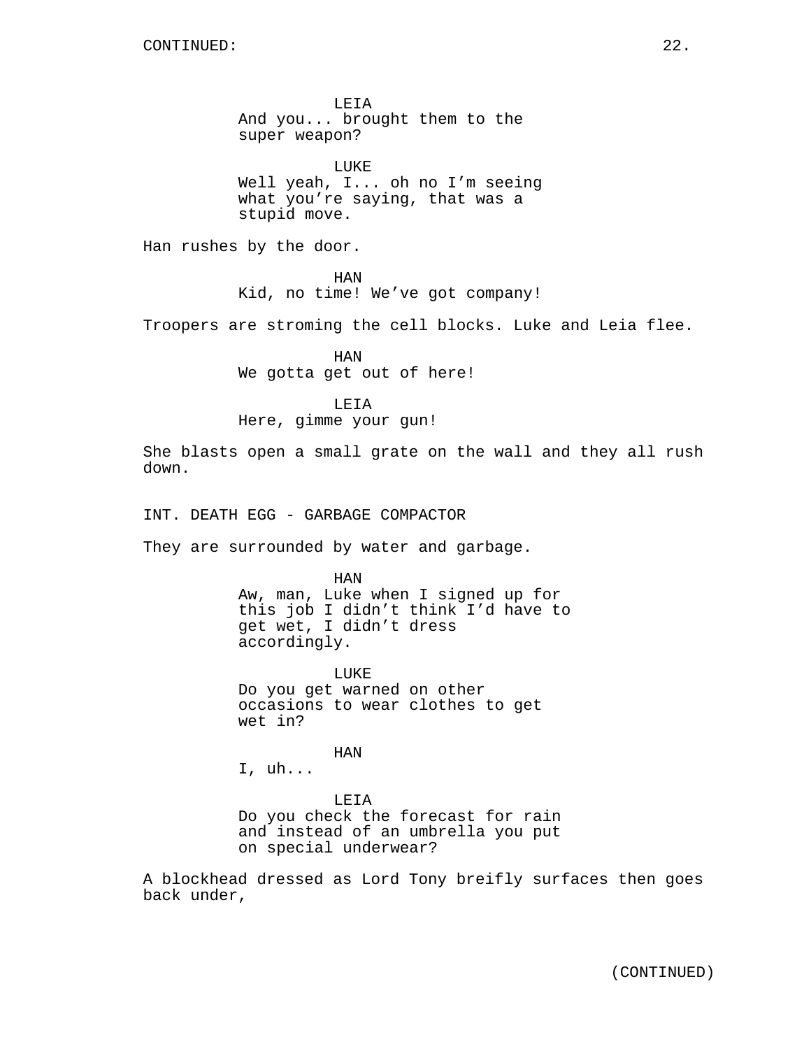LEIA
And you... brought them to the super weapon?

LUKE
Well yeah, I... oh no I'm seeing what you're saying, that was a stupid move.

Han rushes by the door.

HAN
Kid, no time! We've got company!

Troopers are stroming the cell blocks. Luke and Leia flee.

HAN
We gotta get out of here!

LEIA
Here, gimme your gun!

She blasts open a small grate on the wall and they all rush down.

INT. DEATH EGG - GARBAGE COMPACTOR

They are surrounded by water and garbage.

HAN
Aw, man, Luke when I signed up for this job I didn't think I'd have to get wet, I didn't dress accordingly.

LUKE
Do you get warned on other occasions to wear clothes to get wet in?

HAN
I, uh...

LEIA
Do you check the forecast for rain and instead of an umbrella you put on special underwear?

A blockhead dressed as Lord Tony breifly surfaces then goes back under,

(CONTINUED)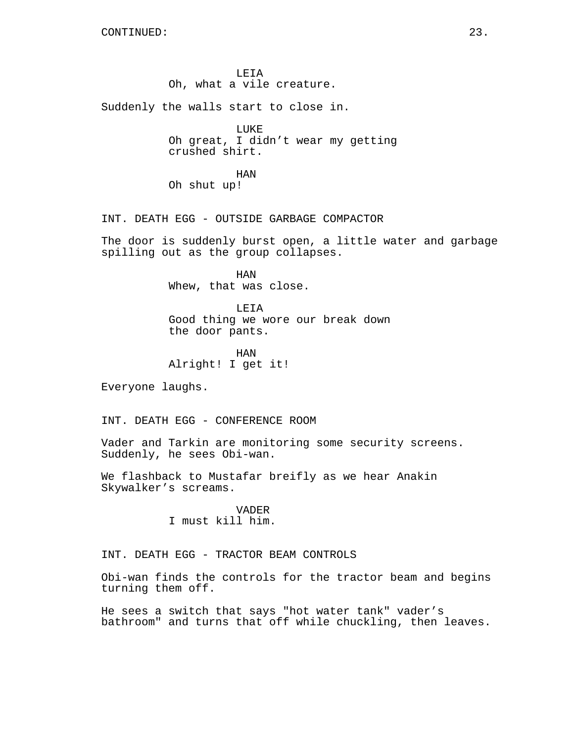CONTINUED:

LEIA
Oh, what a vile creature.

Suddenly the walls start to close in.

LUKE
Oh great, I didn't wear my getting crushed shirt.

HAN
Oh shut up!

INT. DEATH EGG - OUTSIDE GARBAGE COMPACTOR

The door is suddenly burst open, a little water and garbage spilling out as the group collapses.

HAN
Whew, that was close.

LEIA
Good thing we wore our break down the door pants.

HAN
Alright! I get it!

Everyone laughs.

INT. DEATH EGG - CONFERENCE ROOM

Vader and Tarkin are monitoring some security screens. Suddenly, he sees Obi-wan.

We flashback to Mustafar breifly as we hear Anakin Skywalker's screams.

VADER
I must kill him.

INT. DEATH EGG - TRACTOR BEAM CONTROLS

Obi-wan finds the controls for the tractor beam and begins turning them off.

He sees a switch that says "hot water tank" vader's bathroom" and turns that off while chuckling, then leaves.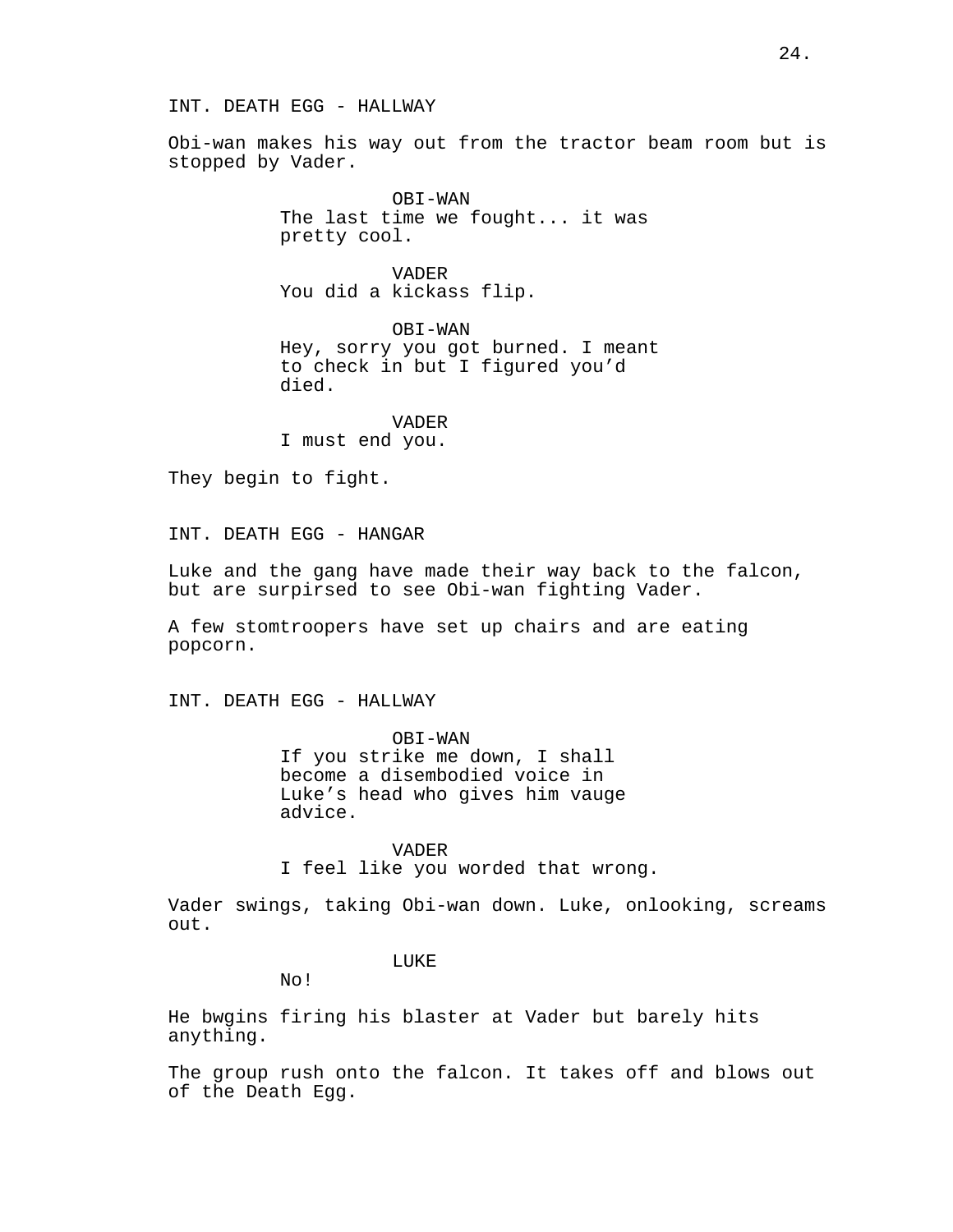INT. DEATH EGG - HALLWAY

Obi-wan makes his way out from the tractor beam room but is stopped by Vader.

OBI-WAN
The last time we fought... it was pretty cool.

VADER
You did a kickass flip.

OBI-WAN
Hey, sorry you got burned. I meant to check in but I figured you'd died.

VADER
I must end you.

They begin to fight.

INT. DEATH EGG - HANGAR

Luke and the gang have made their way back to the falcon, but are surpirsed to see Obi-wan fighting Vader.

A few stomtroopers have set up chairs and are eating popcorn.

INT. DEATH EGG - HALLWAY

OBI-WAN
If you strike me down, I shall become a disembodied voice in Luke's head who gives him vauge advice.

VADER
I feel like you worded that wrong.

Vader swings, taking Obi-wan down. Luke, onlooking, screams out.

LUKE
No!

He bwgins firing his blaster at Vader but barely hits anything.

The group rush onto the falcon. It takes off and blows out of the Death Egg.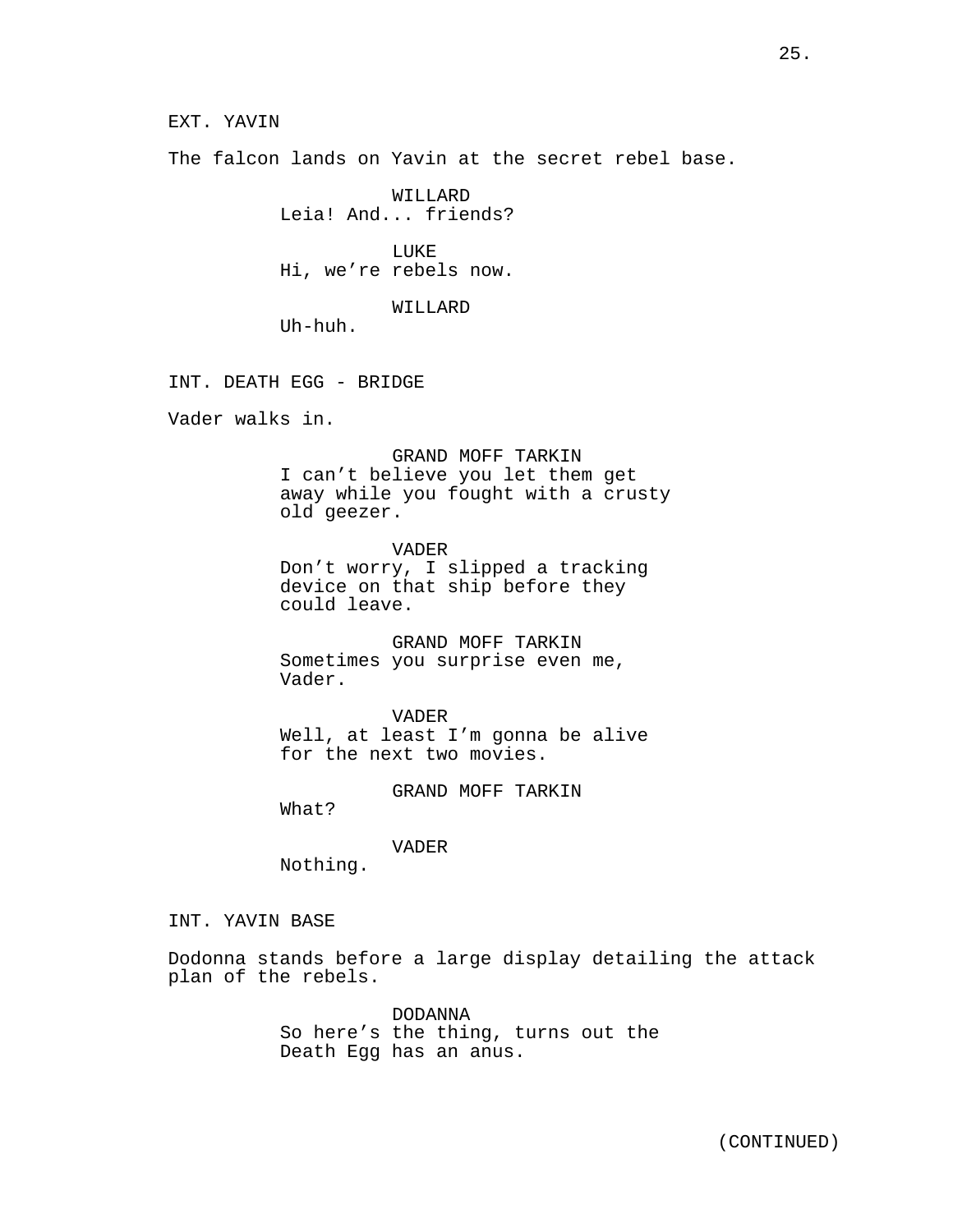EXT. YAVIN

The falcon lands on Yavin at the secret rebel base.

WILLARD
Leia! And... friends?

LUKE
Hi, we're rebels now.

WILLARD
Uh-huh.

INT. DEATH EGG - BRIDGE

Vader walks in.

GRAND MOFF TARKIN
I can't believe you let them get away while you fought with a crusty old geezer.

VADER
Don't worry, I slipped a tracking device on that ship before they could leave.

GRAND MOFF TARKIN
Sometimes you surprise even me, Vader.

VADER
Well, at least I'm gonna be alive for the next two movies.

GRAND MOFF TARKIN
What?

VADER
Nothing.

INT. YAVIN BASE

Dodonna stands before a large display detailing the attack plan of the rebels.

DODANNA
So here's the thing, turns out the Death Egg has an anus.

(CONTINUED)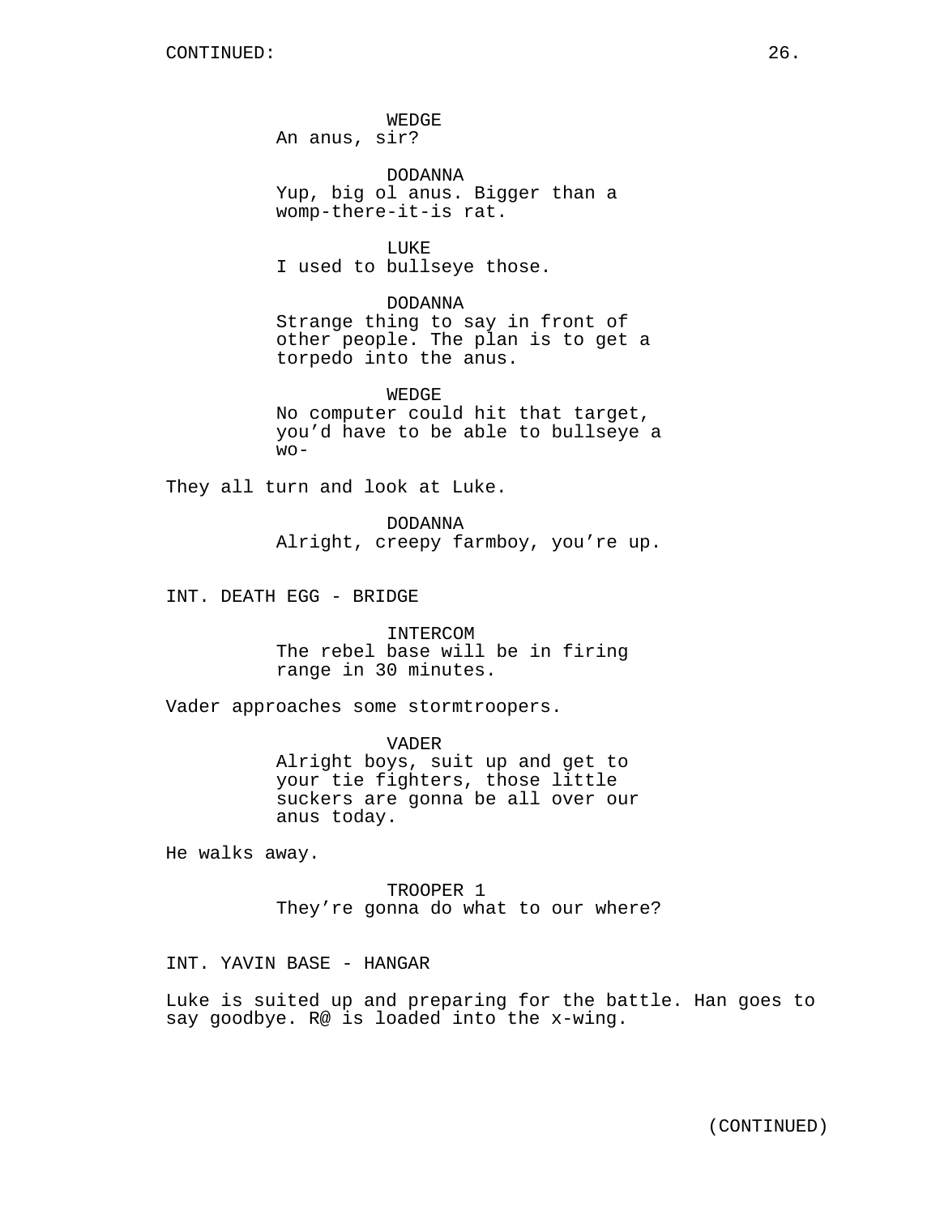WEDGE
An anus, sir?

DODANNA
Yup, big ol anus. Bigger than a womp-there-it-is rat.

LUKE
I used to bullseye those.

DODANNA
Strange thing to say in front of other people. The plan is to get a torpedo into the anus.

WEDGE
No computer could hit that target, you'd have to be able to bullseye a wo-

They all turn and look at Luke.

DODANNA
Alright, creepy farmboy, you're up.

INT. DEATH EGG - BRIDGE

INTERCOM
The rebel base will be in firing range in 30 minutes.

Vader approaches some stormtroopers.

VADER
Alright boys, suit up and get to your tie fighters, those little suckers are gonna be all over our anus today.

He walks away.

TROOPER 1
They're gonna do what to our where?

INT. YAVIN BASE - HANGAR

Luke is suited up and preparing for the battle. Han goes to say goodbye. R@ is loaded into the x-wing.

(CONTINUED)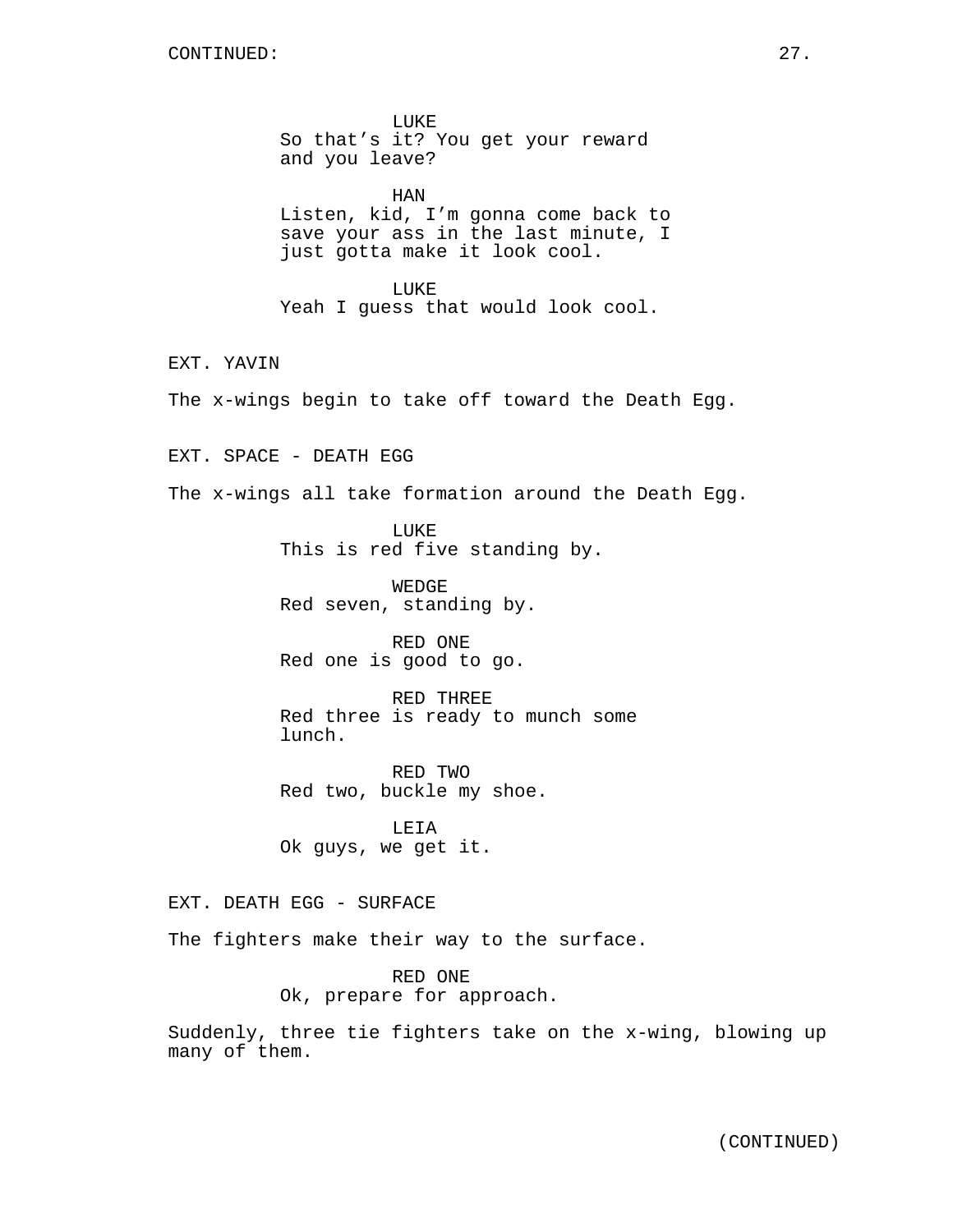LUKE
So that's it? You get your reward and you leave?

HAN
Listen, kid, I'm gonna come back to save your ass in the last minute, I just gotta make it look cool.

LUKE
Yeah I guess that would look cool.

EXT. YAVIN

The x-wings begin to take off toward the Death Egg.

EXT. SPACE - DEATH EGG

The x-wings all take formation around the Death Egg.

LUKE
This is red five standing by.

WEDGE
Red seven, standing by.

RED ONE
Red one is good to go.

RED THREE
Red three is ready to munch some lunch.

RED TWO
Red two, buckle my shoe.

LEIA
Ok guys, we get it.

EXT. DEATH EGG - SURFACE

The fighters make their way to the surface.

RED ONE
Ok, prepare for approach.

Suddenly, three tie fighters take on the x-wing, blowing up many of them.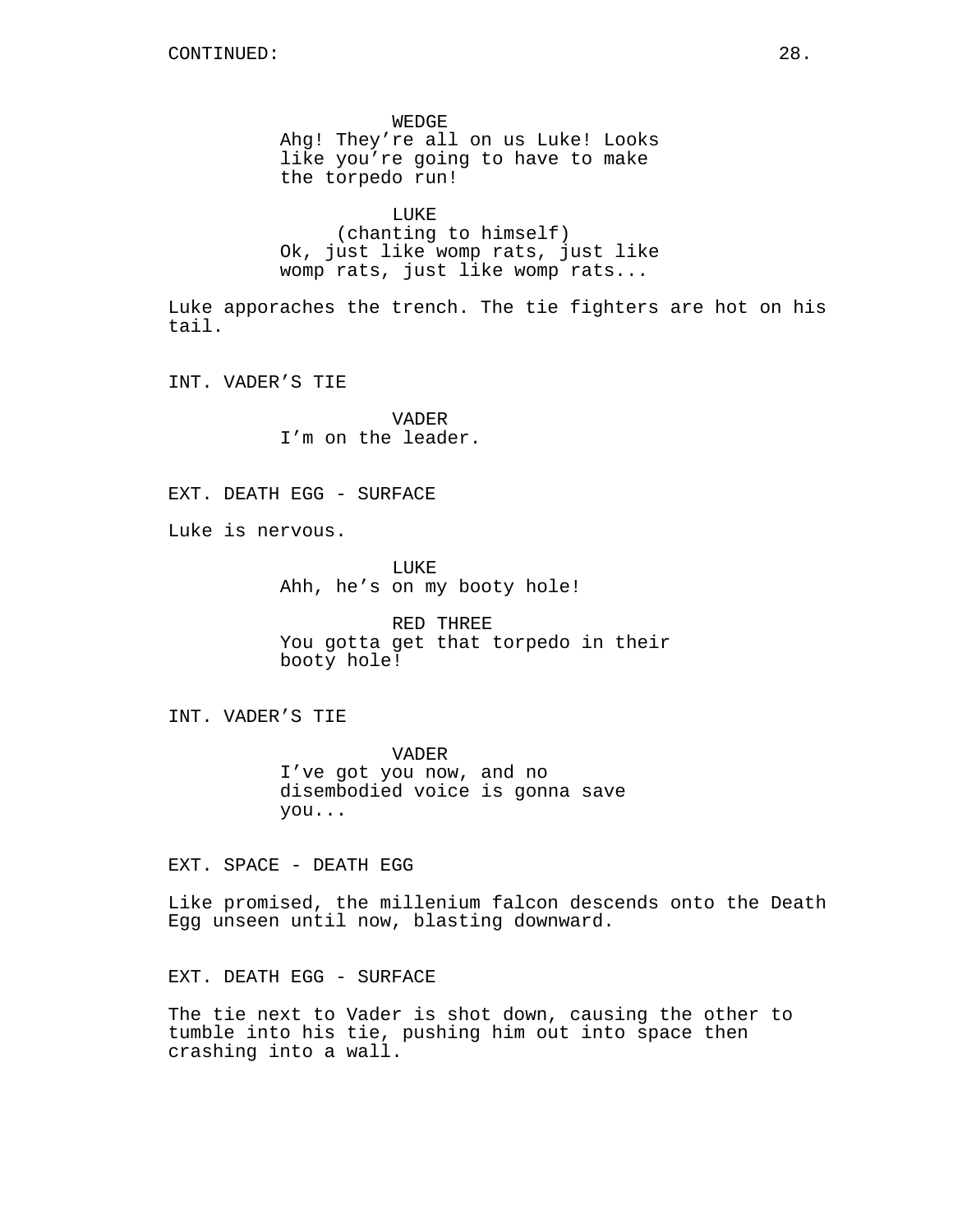CONTINUED:

WEDGE
Ahg! They're all on us Luke! Looks like you're going to have to make the torpedo run!

LUKE
(chanting to himself)
Ok, just like womp rats, just like womp rats, just like womp rats...

Luke apporaches the trench. The tie fighters are hot on his tail.

INT. VADER'S TIE

VADER
I'm on the leader.

EXT. DEATH EGG - SURFACE

Luke is nervous.

LUKE
Ahh, he's on my booty hole!

RED THREE
You gotta get that torpedo in their booty hole!

INT. VADER'S TIE

VADER
I've got you now, and no disembodied voice is gonna save you...

EXT. SPACE - DEATH EGG

Like promised, the millenium falcon descends onto the Death Egg unseen until now, blasting downward.

EXT. DEATH EGG - SURFACE

The tie next to Vader is shot down, causing the other to tumble into his tie, pushing him out into space then crashing into a wall.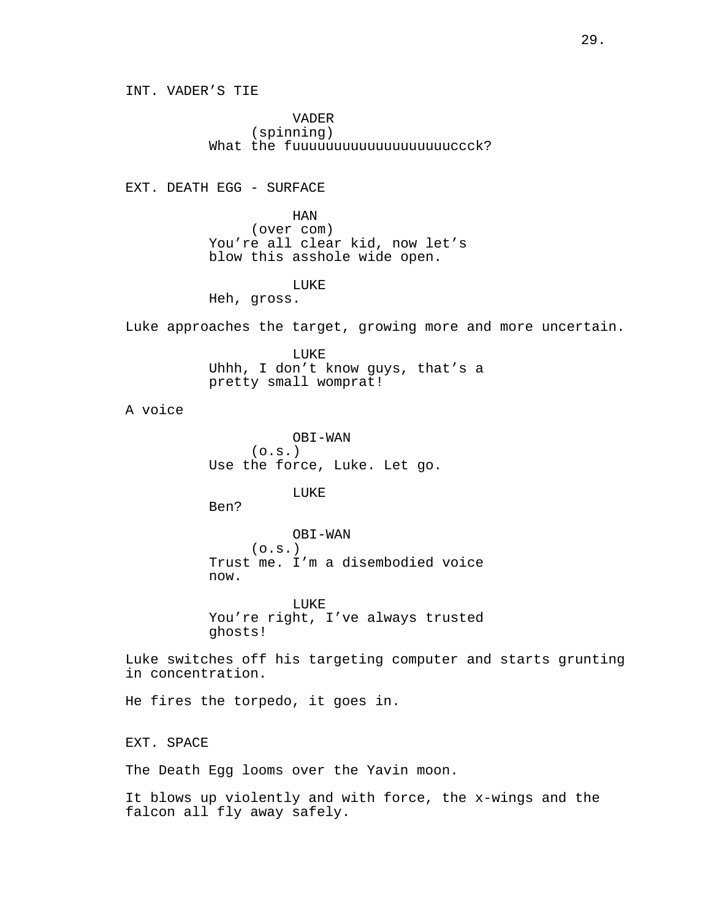INT. VADER'S TIE

VADER
(spinning)
What the fuuuuuuuuuuuuuuuuuuuuccck?

EXT. DEATH EGG - SURFACE

HAN
(over com)
You're all clear kid, now let's
blow this asshole wide open.

LUKE
Heh, gross.

Luke approaches the target, growing more and more uncertain.

LUKE
Uhhh, I don't know guys, that's a
pretty small womprat!

A voice

OBI-WAN
(o.s.)
Use the force, Luke. Let go.

LUKE
Ben?

OBI-WAN
(o.s.)
Trust me. I'm a disembodied voice
now.

LUKE
You're right, I've always trusted
ghosts!

Luke switches off his targeting computer and starts grunting in concentration.

He fires the torpedo, it goes in.

EXT. SPACE

The Death Egg looms over the Yavin moon.

It blows up violently and with force, the x-wings and the falcon all fly away safely.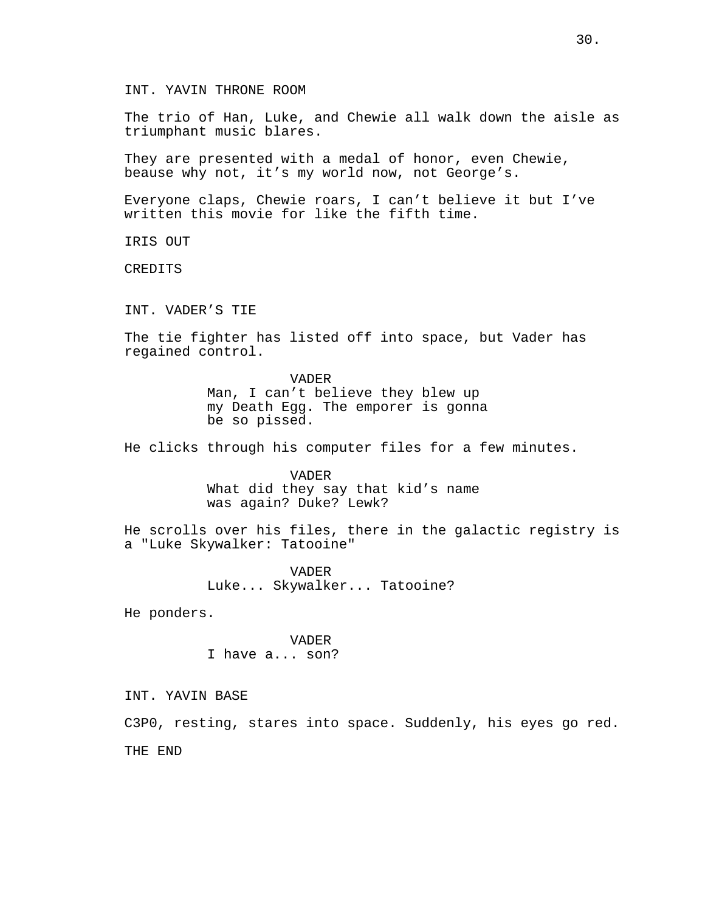INT. YAVIN THRONE ROOM

The trio of Han, Luke, and Chewie all walk down the aisle as triumphant music blares.

They are presented with a medal of honor, even Chewie, beause why not, it's my world now, not George's.

Everyone claps, Chewie roars, I can't believe it but I've written this movie for like the fifth time.

IRIS OUT

CREDITS

INT. VADER'S TIE

The tie fighter has listed off into space, but Vader has regained control.

VADER
Man, I can't believe they blew up my Death Egg. The emporer is gonna be so pissed.

He clicks through his computer files for a few minutes.

VADER
What did they say that kid's name was again? Duke? Lewk?

He scrolls over his files, there in the galactic registry is a "Luke Skywalker: Tatooine"

VADER
Luke... Skywalker... Tatooine?

He ponders.

VADER
I have a... son?

INT. YAVIN BASE

C3P0, resting, stares into space. Suddenly, his eyes go red.

THE END